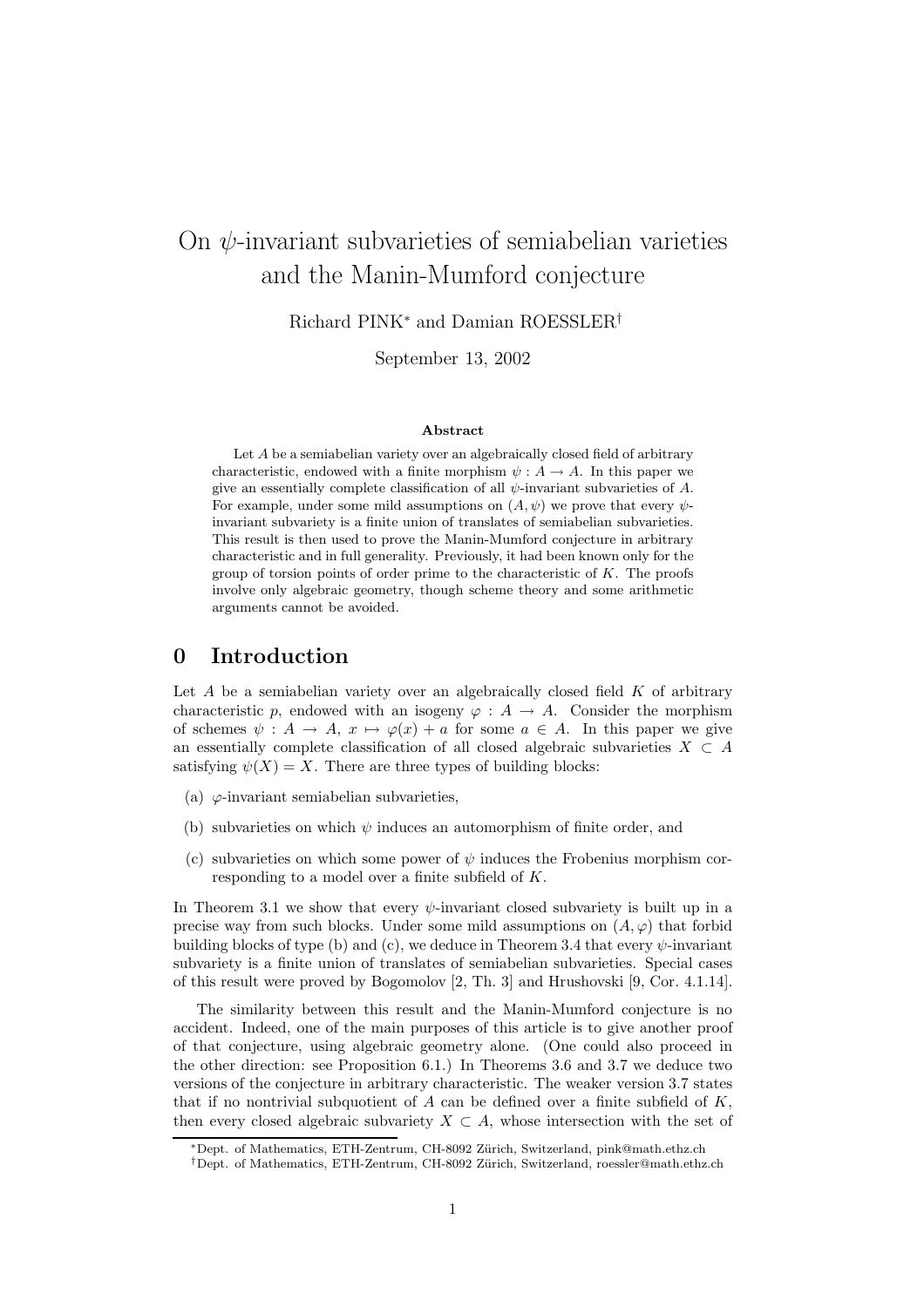# On $\psi$-invariant subvarieties of semiabelian varieties and the Manin-Mumford conjecture

Richard PINK* and Damian ROESSLER†

September 13, 2002

### Abstract

Let $A$ be a semiabelian variety over an algebraically closed field of arbitrary characteristic, endowed with a finite morphism $\psi : A \to A$. In this paper we give an essentially complete classification of all $\psi$-invariant subvarieties of $A$. For example, under some mild assumptions on $(A, \psi)$ we prove that every $\psi$-invariant subvariety is a finite union of translates of semiabelian subvarieties. This result is then used to prove the Manin-Mumford conjecture in arbitrary characteristic and in full generality. Previously, it had been known only for the group of torsion points of order prime to the characteristic of $K$. The proofs involve only algebraic geometry, though scheme theory and some arithmetic arguments cannot be avoided.

## 0 Introduction

Let $A$ be a semiabelian variety over an algebraically closed field $K$ of arbitrary characteristic $p$, endowed with an isogeny $\varphi : A \to A$. Consider the morphism of schemes $\psi : A \to A$, $x \mapsto \varphi(x) + a$ for some $a \in A$. In this paper we give an essentially complete classification of all closed algebraic subvarieties $X \subset A$ satisfying $\psi(X) = X$. There are three types of building blocks:

(a) $\varphi$-invariant semiabelian subvarieties,

(b) subvarieties on which $\psi$ induces an automorphism of finite order, and

(c) subvarieties on which some power of $\psi$ induces the Frobenius morphism corresponding to a model over a finite subfield of $K$.

In Theorem 3.1 we show that every $\psi$-invariant closed subvariety is built up in a precise way from such blocks. Under some mild assumptions on $(A, \varphi)$ that forbid building blocks of type (b) and (c), we deduce in Theorem 3.4 that every $\psi$-invariant subvariety is a finite union of translates of semiabelian subvarieties. Special cases of this result were proved by Bogomolov [2, Th. 3] and Hrushovski [9, Cor. 4.1.14].

The similarity between this result and the Manin-Mumford conjecture is no accident. Indeed, one of the main purposes of this article is to give another proof of that conjecture, using algebraic geometry alone. (One could also proceed in the other direction: see Proposition 6.1.) In Theorems 3.6 and 3.7 we deduce two versions of the conjecture in arbitrary characteristic. The weaker version 3.7 states that if no nontrivial subquotient of $A$ can be defined over a finite subfield of $K$, then every closed algebraic subvariety $X \subset A$, whose intersection with the set of

*Dept. of Mathematics, ETH-Zentrum, CH-8092 Zürich, Switzerland, pink@math.ethz.ch

†Dept. of Mathematics, ETH-Zentrum, CH-8092 Zürich, Switzerland, roessler@math.ethz.ch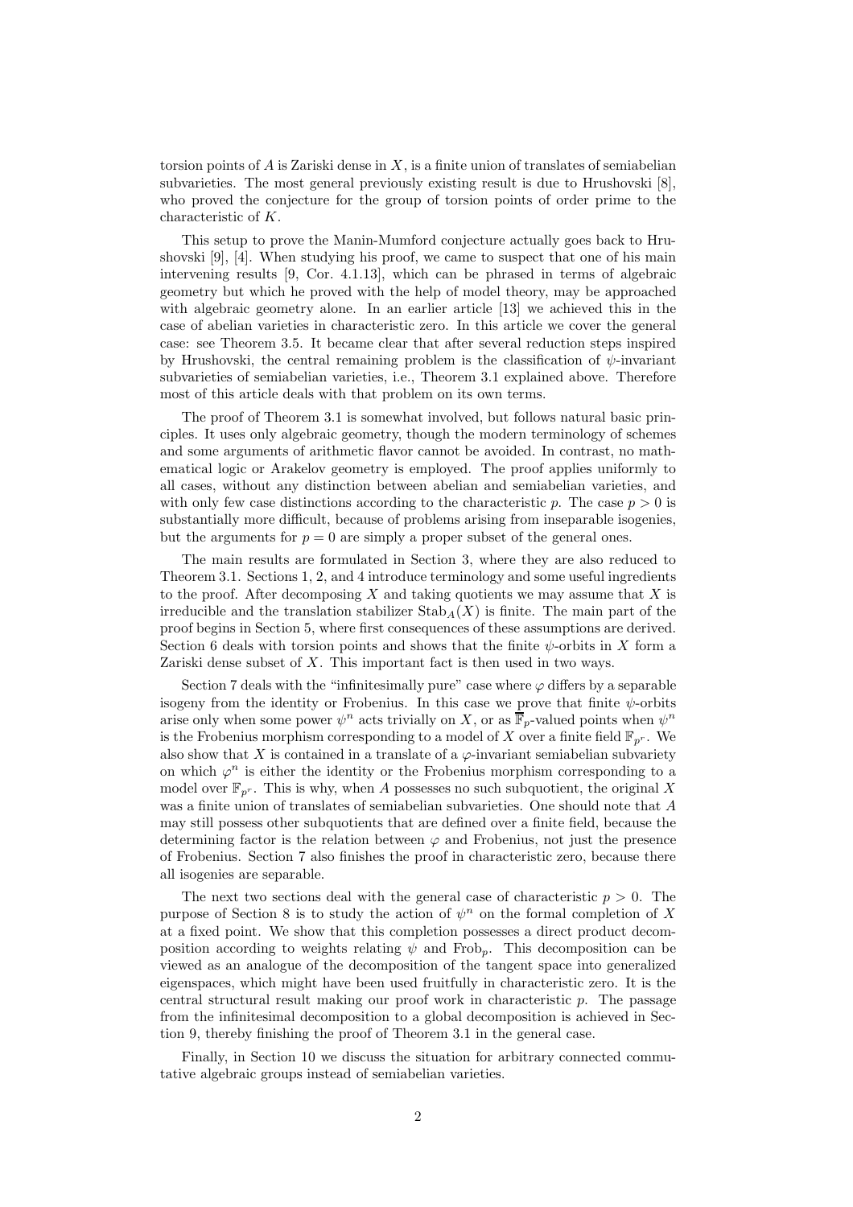torsion points of $A$ is Zariski dense in $X$, is a finite union of translates of semiabelian subvarieties. The most general previously existing result is due to Hrushovski [8], who proved the conjecture for the group of torsion points of order prime to the characteristic of $K$.

This setup to prove the Manin-Mumford conjecture actually goes back to Hrushovski [9], [4]. When studying his proof, we came to suspect that one of his main intervening results [9, Cor. 4.1.13], which can be phrased in terms of algebraic geometry but which he proved with the help of model theory, may be approached with algebraic geometry alone. In an earlier article [13] we achieved this in the case of abelian varieties in characteristic zero. In this article we cover the general case: see Theorem 3.5. It became clear that after several reduction steps inspired by Hrushovski, the central remaining problem is the classification of $\psi$-invariant subvarieties of semiabelian varieties, i.e., Theorem 3.1 explained above. Therefore most of this article deals with that problem on its own terms.

The proof of Theorem 3.1 is somewhat involved, but follows natural basic principles. It uses only algebraic geometry, though the modern terminology of schemes and some arguments of arithmetic flavor cannot be avoided. In contrast, no mathematical logic or Arakelov geometry is employed. The proof applies uniformly to all cases, without any distinction between abelian and semiabelian varieties, and with only few case distinctions according to the characteristic $p$. The case $p > 0$ is substantially more difficult, because of problems arising from inseparable isogenies, but the arguments for $p = 0$ are simply a proper subset of the general ones.

The main results are formulated in Section 3, where they are also reduced to Theorem 3.1. Sections 1, 2, and 4 introduce terminology and some useful ingredients to the proof. After decomposing $X$ and taking quotients we may assume that $X$ is irreducible and the translation stabilizer $\mathrm{Stab}_A(X)$ is finite. The main part of the proof begins in Section 5, where first consequences of these assumptions are derived. Section 6 deals with torsion points and shows that the finite $\psi$-orbits in $X$ form a Zariski dense subset of $X$. This important fact is then used in two ways.

Section 7 deals with the "infinitesimally pure" case where $\varphi$ differs by a separable isogeny from the identity or Frobenius. In this case we prove that finite $\psi$-orbits arise only when some power $\psi^n$ acts trivially on $X$, or as $\overline{\mathbb{F}}_p$-valued points when $\psi^n$ is the Frobenius morphism corresponding to a model of $X$ over a finite field $\mathbb{F}_{p^r}$. We also show that $X$ is contained in a translate of a $\varphi$-invariant semiabelian subvariety on which $\varphi^n$ is either the identity or the Frobenius morphism corresponding to a model over $\mathbb{F}_{p^r}$. This is why, when $A$ possesses no such subquotient, the original $X$ was a finite union of translates of semiabelian subvarieties. One should note that $A$ may still possess other subquotients that are defined over a finite field, because the determining factor is the relation between $\varphi$ and Frobenius, not just the presence of Frobenius. Section 7 also finishes the proof in characteristic zero, because there all isogenies are separable.

The next two sections deal with the general case of characteristic $p > 0$. The purpose of Section 8 is to study the action of $\psi^n$ on the formal completion of $X$ at a fixed point. We show that this completion possesses a direct product decomposition according to weights relating $\psi$ and $\mathrm{Frob}_p$. This decomposition can be viewed as an analogue of the decomposition of the tangent space into generalized eigenspaces, which might have been used fruitfully in characteristic zero. It is the central structural result making our proof work in characteristic $p$. The passage from the infinitesimal decomposition to a global decomposition is achieved in Section 9, thereby finishing the proof of Theorem 3.1 in the general case.

Finally, in Section 10 we discuss the situation for arbitrary connected commutative algebraic groups instead of semiabelian varieties.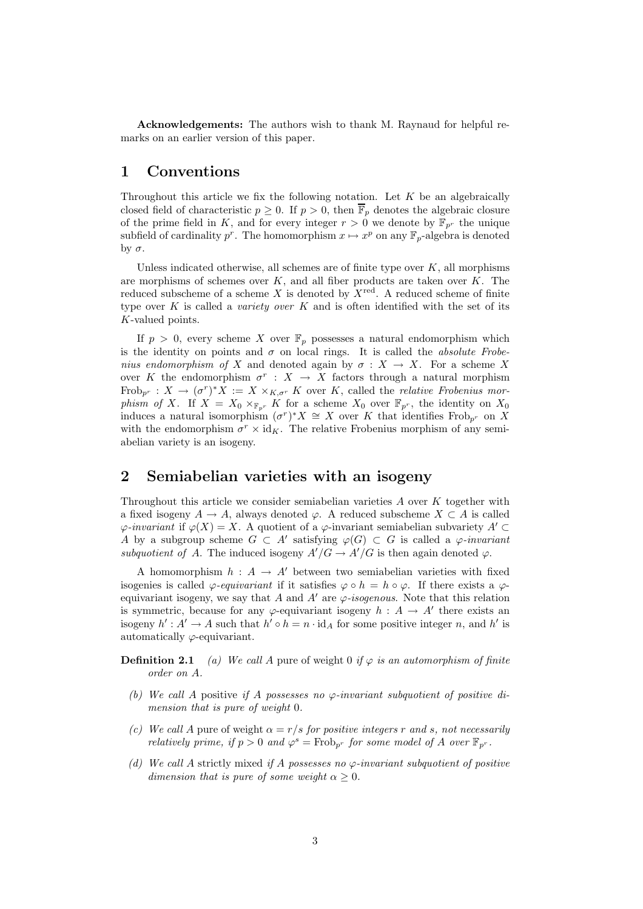**Acknowledgements:** The authors wish to thank M. Raynaud for helpful remarks on an earlier version of this paper.

## 1 Conventions

Throughout this article we fix the following notation. Let $K$ be an algebraically closed field of characteristic $p \geq 0$. If $p > 0$, then $\overline{\mathbb{F}}_p$ denotes the algebraic closure of the prime field in $K$, and for every integer $r > 0$ we denote by $\mathbb{F}_{p^r}$ the unique subfield of cardinality $p^r$. The homomorphism $x \mapsto x^p$ on any $\mathbb{F}_p$-algebra is denoted by $\sigma$.

Unless indicated otherwise, all schemes are of finite type over $K$, all morphisms are morphisms of schemes over $K$, and all fiber products are taken over $K$. The reduced subscheme of a scheme $X$ is denoted by $X^{\mathrm{red}}$. A reduced scheme of finite type over $K$ is called a *variety over* $K$ and is often identified with the set of its $K$-valued points.

If $p > 0$, every scheme $X$ over $\mathbb{F}_p$ possesses a natural endomorphism which is the identity on points and $\sigma$ on local rings. It is called the *absolute Frobenius endomorphism of* $X$ and denoted again by $\sigma : X \to X$. For a scheme $X$ over $K$ the endomorphism $\sigma^r : X \to X$ factors through a natural morphism $\mathrm{Frob}_{p^r} : X \to (\sigma^r)^*X := X \times_{K,\sigma^r} K$ over $K$, called the *relative Frobenius morphism of* $X$. If $X = X_0 \times_{\mathbb{F}_{p^r}} K$ for a scheme $X_0$ over $\mathbb{F}_{p^r}$, the identity on $X_0$ induces a natural isomorphism $(\sigma^r)^*X \cong X$ over $K$ that identifies $\mathrm{Frob}_{p^r}$ on $X$ with the endomorphism $\sigma^r \times \mathrm{id}_K$. The relative Frobenius morphism of any semiabelian variety is an isogeny.

## 2 Semiabelian varieties with an isogeny

Throughout this article we consider semiabelian varieties $A$ over $K$ together with a fixed isogeny $A \to A$, always denoted $\varphi$. A reduced subscheme $X \subset A$ is called *$\varphi$-invariant* if $\varphi(X) = X$. A quotient of a $\varphi$-invariant semiabelian subvariety $A' \subset A$ by a subgroup scheme $G \subset A'$ satisfying $\varphi(G) \subset G$ is called a *$\varphi$-invariant subquotient of* $A$. The induced isogeny $A'/G \to A'/G$ is then again denoted $\varphi$.

A homomorphism $h : A \to A'$ between two semiabelian varieties with fixed isogenies is called *$\varphi$-equivariant* if it satisfies $\varphi \circ h = h \circ \varphi$. If there exists a $\varphi$-equivariant isogeny, we say that $A$ and $A'$ are *$\varphi$-isogenous*. Note that this relation is symmetric, because for any $\varphi$-equivariant isogeny $h : A \to A'$ there exists an isogeny $h' : A' \to A$ such that $h' \circ h = n \cdot \mathrm{id}_A$ for some positive integer $n$, and $h'$ is automatically $\varphi$-equivariant.

**Definition 2.1** *(a) We call $A$* pure of weight 0 *if $\varphi$ is an automorphism of finite order on $A$.*

*(b) We call $A$* positive *if $A$ possesses no $\varphi$-invariant subquotient of positive dimension that is pure of weight 0.*

*(c) We call $A$* pure of weight $\alpha = r/s$ *for positive integers $r$ and $s$, not necessarily relatively prime, if $p > 0$ and $\varphi^s = \mathrm{Frob}_{p^r}$ for some model of $A$ over $\mathbb{F}_{p^r}$.*

*(d) We call $A$* strictly mixed *if $A$ possesses no $\varphi$-invariant subquotient of positive dimension that is pure of some weight $\alpha \geq 0$.*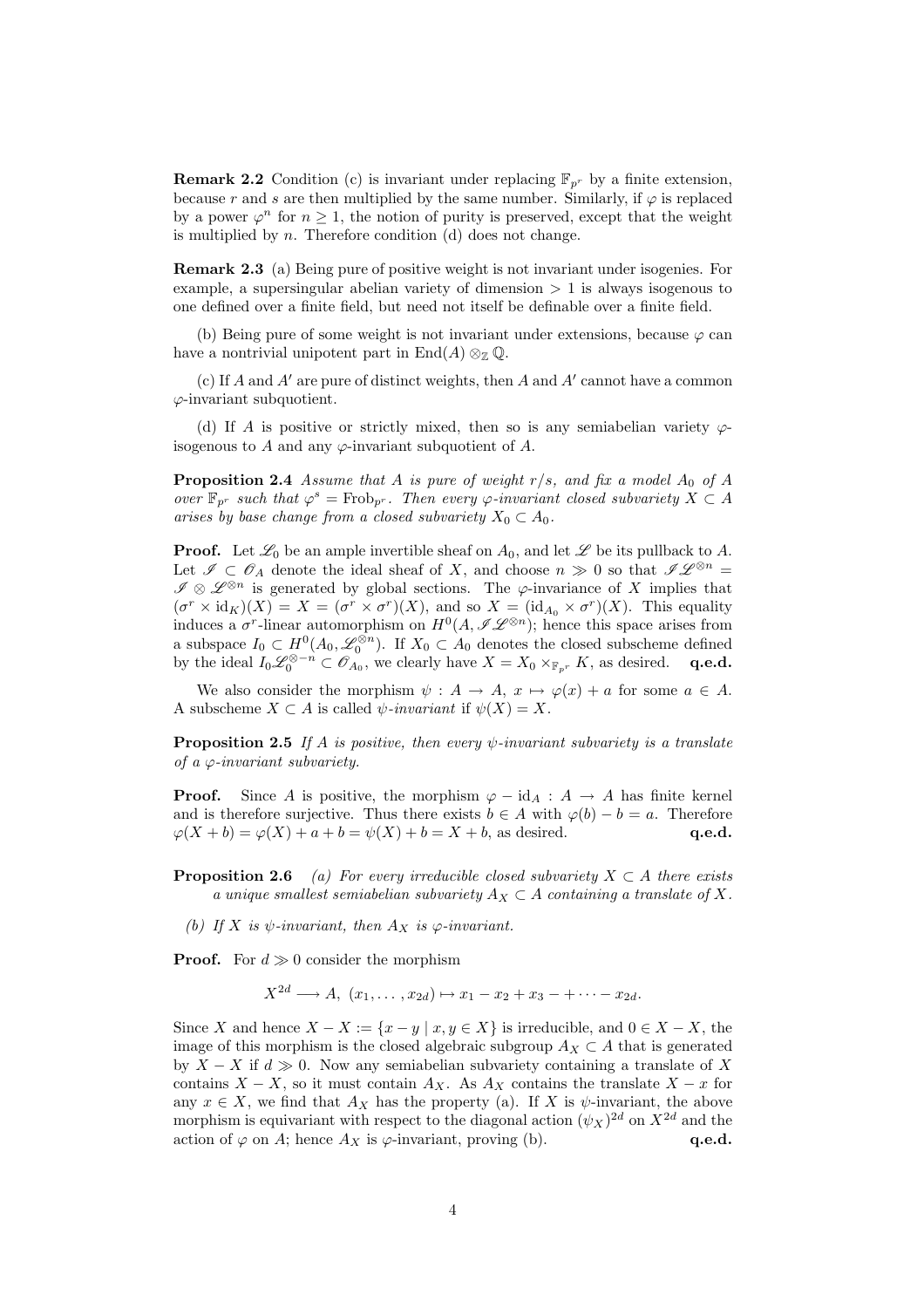**Remark 2.2** Condition (c) is invariant under replacing $\mathbb{F}_{p^r}$ by a finite extension, because $r$ and $s$ are then multiplied by the same number. Similarly, if $\varphi$ is replaced by a power $\varphi^n$ for $n \geq 1$, the notion of purity is preserved, except that the weight is multiplied by $n$. Therefore condition (d) does not change.

**Remark 2.3** (a) Being pure of positive weight is not invariant under isogenies. For example, a supersingular abelian variety of dimension $> 1$ is always isogenous to one defined over a finite field, but need not itself be definable over a finite field.

(b) Being pure of some weight is not invariant under extensions, because $\varphi$ can have a nontrivial unipotent part in $\mathrm{End}(A) \otimes_{\mathbb{Z}} \mathbb{Q}$.

(c) If $A$ and $A'$ are pure of distinct weights, then $A$ and $A'$ cannot have a common $\varphi$-invariant subquotient.

(d) If $A$ is positive or strictly mixed, then so is any semiabelian variety $\varphi$-isogenous to $A$ and any $\varphi$-invariant subquotient of $A$.

**Proposition 2.4** *Assume that $A$ is pure of weight $r/s$, and fix a model $A_0$ of $A$ over $\mathbb{F}_{p^r}$ such that $\varphi^s = \mathrm{Frob}_{p^r}$. Then every $\varphi$-invariant closed subvariety $X \subset A$ arises by base change from a closed subvariety $X_0 \subset A_0$.*

**Proof.** Let $\mathscr{L}_0$ be an ample invertible sheaf on $A_0$, and let $\mathscr{L}$ be its pullback to $A$. Let $\mathscr{I} \subset \mathscr{O}_A$ denote the ideal sheaf of $X$, and choose $n \gg 0$ so that $\mathscr{I}\mathscr{L}^{\otimes n} = \mathscr{I} \otimes \mathscr{L}^{\otimes n}$ is generated by global sections. The $\varphi$-invariance of $X$ implies that $(\sigma^r \times \mathrm{id}_K)(X) = X = (\sigma^r \times \sigma^r)(X)$, and so $X = (\mathrm{id}_{A_0} \times \sigma^r)(X)$. This equality induces a $\sigma^r$-linear automorphism on $H^0(A, \mathscr{I}\mathscr{L}^{\otimes n})$; hence this space arises from a subspace $I_0 \subset H^0(A_0, \mathscr{L}_0^{\otimes n})$. If $X_0 \subset A_0$ denotes the closed subscheme defined by the ideal $I_0 \mathscr{L}_0^{\otimes -n} \subset \mathscr{O}_{A_0}$, we clearly have $X = X_0 \times_{\mathbb{F}_{p^r}} K$, as desired. **q.e.d.**

We also consider the morphism $\psi : A \to A$, $x \mapsto \varphi(x) + a$ for some $a \in A$. A subscheme $X \subset A$ is called *$\psi$-invariant* if $\psi(X) = X$.

**Proposition 2.5** *If $A$ is positive, then every $\psi$-invariant subvariety is a translate of a $\varphi$-invariant subvariety.*

**Proof.** Since $A$ is positive, the morphism $\varphi - \mathrm{id}_A : A \to A$ has finite kernel and is therefore surjective. Thus there exists $b \in A$ with $\varphi(b) - b = a$. Therefore $\varphi(X + b) = \varphi(X) + a + b = \psi(X) + b = X + b$, as desired. **q.e.d.**

**Proposition 2.6** *(a) For every irreducible closed subvariety $X \subset A$ there exists a unique smallest semiabelian subvariety $A_X \subset A$ containing a translate of $X$.*

*(b) If $X$ is $\psi$-invariant, then $A_X$ is $\varphi$-invariant.*

**Proof.** For $d \gg 0$ consider the morphism

$$X^{2d} \longrightarrow A,\ (x_1, \ldots, x_{2d}) \mapsto x_1 - x_2 + x_3 - + \cdots - x_{2d}.$$

Since $X$ and hence $X - X := \{x - y \mid x, y \in X\}$ is irreducible, and $0 \in X - X$, the image of this morphism is the closed algebraic subgroup $A_X \subset A$ that is generated by $X - X$ if $d \gg 0$. Now any semiabelian subvariety containing a translate of $X$ contains $X - X$, so it must contain $A_X$. As $A_X$ contains the translate $X - x$ for any $x \in X$, we find that $A_X$ has the property (a). If $X$ is $\psi$-invariant, the above morphism is equivariant with respect to the diagonal action $(\psi_X)^{2d}$ on $X^{2d}$ and the action of $\varphi$ on $A$; hence $A_X$ is $\varphi$-invariant, proving (b). **q.e.d.**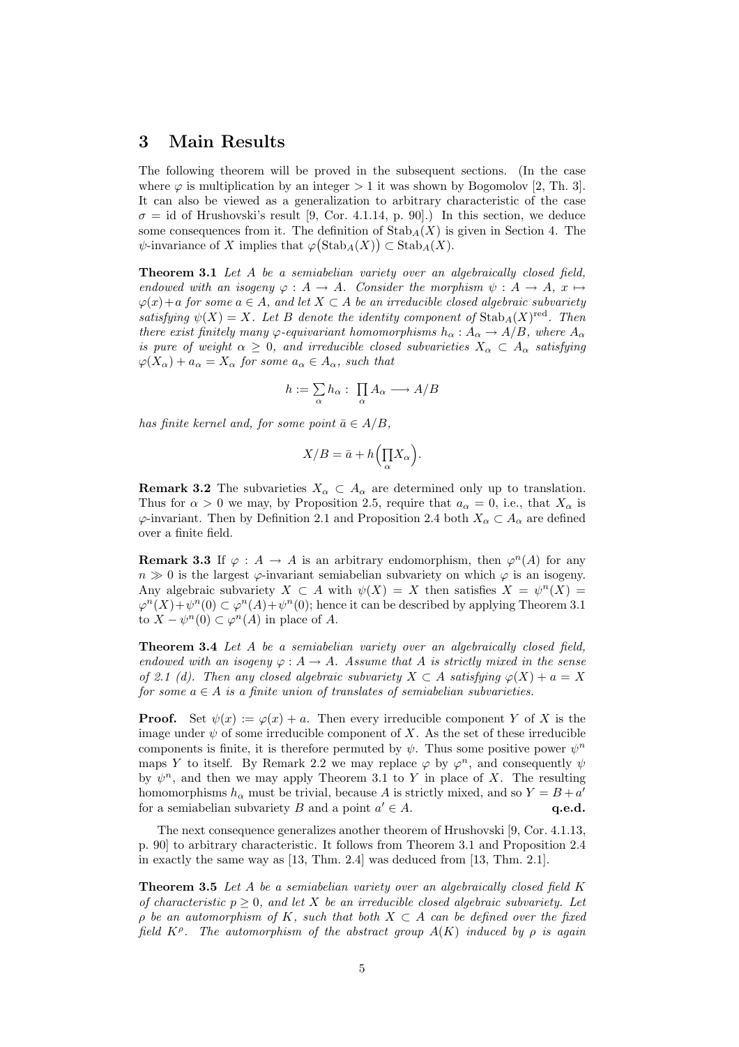## 3 Main Results

The following theorem will be proved in the subsequent sections. (In the case where $\varphi$ is multiplication by an integer $> 1$ it was shown by Bogomolov [2, Th. 3]. It can also be viewed as a generalization to arbitrary characteristic of the case $\sigma = \mathrm{id}$ of Hrushovski's result [9, Cor. 4.1.14, p. 90].) In this section, we deduce some consequences from it. The definition of $\mathrm{Stab}_A(X)$ is given in Section 4. The $\psi$-invariance of $X$ implies that $\varphi\big(\mathrm{Stab}_A(X)\big) \subset \mathrm{Stab}_A(X)$.

**Theorem 3.1** *Let $A$ be a semiabelian variety over an algebraically closed field, endowed with an isogeny $\varphi : A \to A$. Consider the morphism $\psi : A \to A$, $x \mapsto \varphi(x)+a$ for some $a \in A$, and let $X \subset A$ be an irreducible closed algebraic subvariety satisfying $\psi(X) = X$. Let $B$ denote the identity component of $\mathrm{Stab}_A(X)^{\mathrm{red}}$. Then there exist finitely many $\varphi$-equivariant homomorphisms $h_\alpha : A_\alpha \to A/B$, where $A_\alpha$ is pure of weight $\alpha \geq 0$, and irreducible closed subvarieties $X_\alpha \subset A_\alpha$ satisfying $\varphi(X_\alpha) + a_\alpha = X_\alpha$ for some $a_\alpha \in A_\alpha$, such that*

$$h := \sum_\alpha h_\alpha : \prod_\alpha A_\alpha \longrightarrow A/B$$

*has finite kernel and, for some point $\bar{a} \in A/B$,*

$$X/B = \bar{a} + h\Big(\prod_\alpha X_\alpha\Big).$$

**Remark 3.2** The subvarieties $X_\alpha \subset A_\alpha$ are determined only up to translation. Thus for $\alpha > 0$ we may, by Proposition 2.5, require that $a_\alpha = 0$, i.e., that $X_\alpha$ is $\varphi$-invariant. Then by Definition 2.1 and Proposition 2.4 both $X_\alpha \subset A_\alpha$ are defined over a finite field.

**Remark 3.3** If $\varphi : A \to A$ is an arbitrary endomorphism, then $\varphi^n(A)$ for any $n \gg 0$ is the largest $\varphi$-invariant semiabelian subvariety on which $\varphi$ is an isogeny. Any algebraic subvariety $X \subset A$ with $\psi(X) = X$ then satisfies $X = \psi^n(X) = \varphi^n(X) + \psi^n(0) \subset \varphi^n(A) + \psi^n(0)$; hence it can be described by applying Theorem 3.1 to $X - \psi^n(0) \subset \varphi^n(A)$ in place of $A$.

**Theorem 3.4** *Let $A$ be a semiabelian variety over an algebraically closed field, endowed with an isogeny $\varphi : A \to A$. Assume that $A$ is strictly mixed in the sense of 2.1 (d). Then any closed algebraic subvariety $X \subset A$ satisfying $\varphi(X) + a = X$ for some $a \in A$ is a finite union of translates of semiabelian subvarieties.*

**Proof.** Set $\psi(x) := \varphi(x) + a$. Then every irreducible component $Y$ of $X$ is the image under $\psi$ of some irreducible component of $X$. As the set of these irreducible components is finite, it is therefore permuted by $\psi$. Thus some positive power $\psi^n$ maps $Y$ to itself. By Remark 2.2 we may replace $\varphi$ by $\varphi^n$, and consequently $\psi$ by $\psi^n$, and then we may apply Theorem 3.1 to $Y$ in place of $X$. The resulting homomorphisms $h_\alpha$ must be trivial, because $A$ is strictly mixed, and so $Y = B + a'$ for a semiabelian subvariety $B$ and a point $a' \in A$. **q.e.d.**

The next consequence generalizes another theorem of Hrushovski [9, Cor. 4.1.13, p. 90] to arbitrary characteristic. It follows from Theorem 3.1 and Proposition 2.4 in exactly the same way as [13, Thm. 2.4] was deduced from [13, Thm. 2.1].

**Theorem 3.5** *Let $A$ be a semiabelian variety over an algebraically closed field $K$ of characteristic $p \geq 0$, and let $X$ be an irreducible closed algebraic subvariety. Let $\rho$ be an automorphism of $K$, such that both $X \subset A$ can be defined over the fixed field $K^\rho$. The automorphism of the abstract group $A(K)$ induced by $\rho$ is again*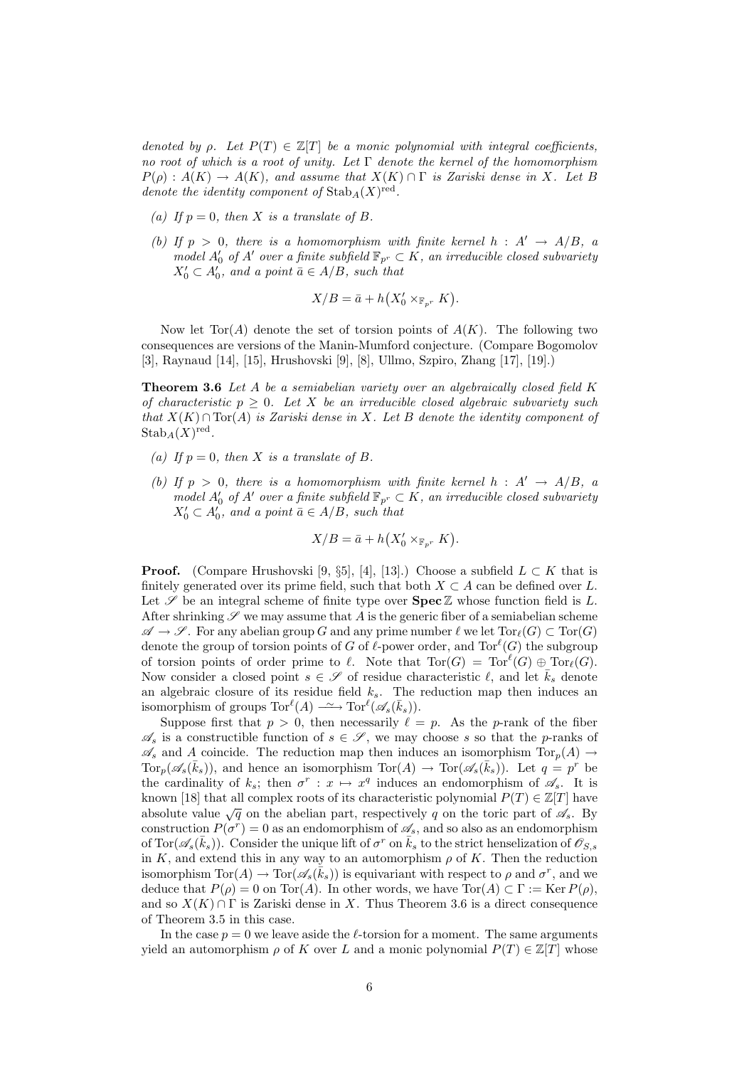*denoted by $\rho$. Let $P(T) \in \mathbb{Z}[T]$ be a monic polynomial with integral coefficients, no root of which is a root of unity. Let $\Gamma$ denote the kernel of the homomorphism $P(\rho) : A(K) \to A(K)$, and assume that $X(K) \cap \Gamma$ is Zariski dense in $X$. Let $B$ denote the identity component of $\mathrm{Stab}_A(X)^{\mathrm{red}}$.*

*(a) If $p = 0$, then $X$ is a translate of $B$.*

*(b) If $p > 0$, there is a homomorphism with finite kernel $h : A' \to A/B$, a model $A'_0$ of $A'$ over a finite subfield $\mathbb{F}_{p^r} \subset K$, an irreducible closed subvariety $X'_0 \subset A'_0$, and a point $\bar{a} \in A/B$, such that*

$$X/B = \bar{a} + h\big(X'_0 \times_{\mathbb{F}_{p^r}} K\big).$$

Now let $\mathrm{Tor}(A)$ denote the set of torsion points of $A(K)$. The following two consequences are versions of the Manin-Mumford conjecture. (Compare Bogomolov [3], Raynaud [14], [15], Hrushovski [9], [8], Ullmo, Szpiro, Zhang [17], [19].)

**Theorem 3.6** *Let $A$ be a semiabelian variety over an algebraically closed field $K$ of characteristic $p \geq 0$. Let $X$ be an irreducible closed algebraic subvariety such that $X(K) \cap \mathrm{Tor}(A)$ is Zariski dense in $X$. Let $B$ denote the identity component of $\mathrm{Stab}_A(X)^{\mathrm{red}}$.*

*(a) If $p = 0$, then $X$ is a translate of $B$.*

*(b) If $p > 0$, there is a homomorphism with finite kernel $h : A' \to A/B$, a model $A'_0$ of $A'$ over a finite subfield $\mathbb{F}_{p^r} \subset K$, an irreducible closed subvariety $X'_0 \subset A'_0$, and a point $\bar{a} \in A/B$, such that*

$$X/B = \bar{a} + h\big(X'_0 \times_{\mathbb{F}_{p^r}} K\big).$$

**Proof.** (Compare Hrushovski [9, §5], [4], [13].) Choose a subfield $L \subset K$ that is finitely generated over its prime field, such that both $X \subset A$ can be defined over $L$. Let $\mathscr{S}$ be an integral scheme of finite type over $\mathbf{Spec}\,\mathbb{Z}$ whose function field is $L$. After shrinking $\mathscr{S}$ we may assume that $A$ is the generic fiber of a semiabelian scheme $\mathscr{A} \to \mathscr{S}$. For any abelian group $G$ and any prime number $\ell$ we let $\mathrm{Tor}_\ell(G) \subset \mathrm{Tor}(G)$ denote the group of torsion points of $G$ of $\ell$-power order, and $\mathrm{Tor}^\ell(G)$ the subgroup of torsion points of order prime to $\ell$. Note that $\mathrm{Tor}(G) = \mathrm{Tor}^\ell(G) \oplus \mathrm{Tor}_\ell(G)$. Now consider a closed point $s \in \mathscr{S}$ of residue characteristic $\ell$, and let $\bar{k}_s$ denote an algebraic closure of its residue field $k_s$. The reduction map then induces an isomorphism of groups $\mathrm{Tor}^\ell(A) \xrightarrow{\sim} \mathrm{Tor}^\ell(\mathscr{A}_s(\bar{k}_s))$.

Suppose first that $p > 0$, then necessarily $\ell = p$. As the $p$-rank of the fiber $\mathscr{A}_s$ is a constructible function of $s \in \mathscr{S}$, we may choose $s$ so that the $p$-ranks of $\mathscr{A}_s$ and $A$ coincide. The reduction map then induces an isomorphism $\mathrm{Tor}_p(A) \to \mathrm{Tor}_p(\mathscr{A}_s(\bar{k}_s))$, and hence an isomorphism $\mathrm{Tor}(A) \to \mathrm{Tor}(\mathscr{A}_s(\bar{k}_s))$. Let $q = p^r$ be the cardinality of $k_s$; then $\sigma^r : x \mapsto x^q$ induces an endomorphism of $\mathscr{A}_s$. It is known [18] that all complex roots of its characteristic polynomial $P(T) \in \mathbb{Z}[T]$ have absolute value $\sqrt{q}$ on the abelian part, respectively $q$ on the toric part of $\mathscr{A}_s$. By construction $P(\sigma^r) = 0$ as an endomorphism of $\mathscr{A}_s$, and so also as an endomorphism of $\mathrm{Tor}(\mathscr{A}_s(\bar{k}_s))$. Consider the unique lift of $\sigma^r$ on $\bar{k}_s$ to the strict henselization of $\mathscr{O}_{S,s}$ in $K$, and extend this in any way to an automorphism $\rho$ of $K$. Then the reduction isomorphism $\mathrm{Tor}(A) \to \mathrm{Tor}(\mathscr{A}_s(\bar{k}_s))$ is equivariant with respect to $\rho$ and $\sigma^r$, and we deduce that $P(\rho) = 0$ on $\mathrm{Tor}(A)$. In other words, we have $\mathrm{Tor}(A) \subset \Gamma := \mathrm{Ker}\, P(\rho)$, and so $X(K) \cap \Gamma$ is Zariski dense in $X$. Thus Theorem 3.6 is a direct consequence of Theorem 3.5 in this case.

In the case $p = 0$ we leave aside the $\ell$-torsion for a moment. The same arguments yield an automorphism $\rho$ of $K$ over $L$ and a monic polynomial $P(T) \in \mathbb{Z}[T]$ whose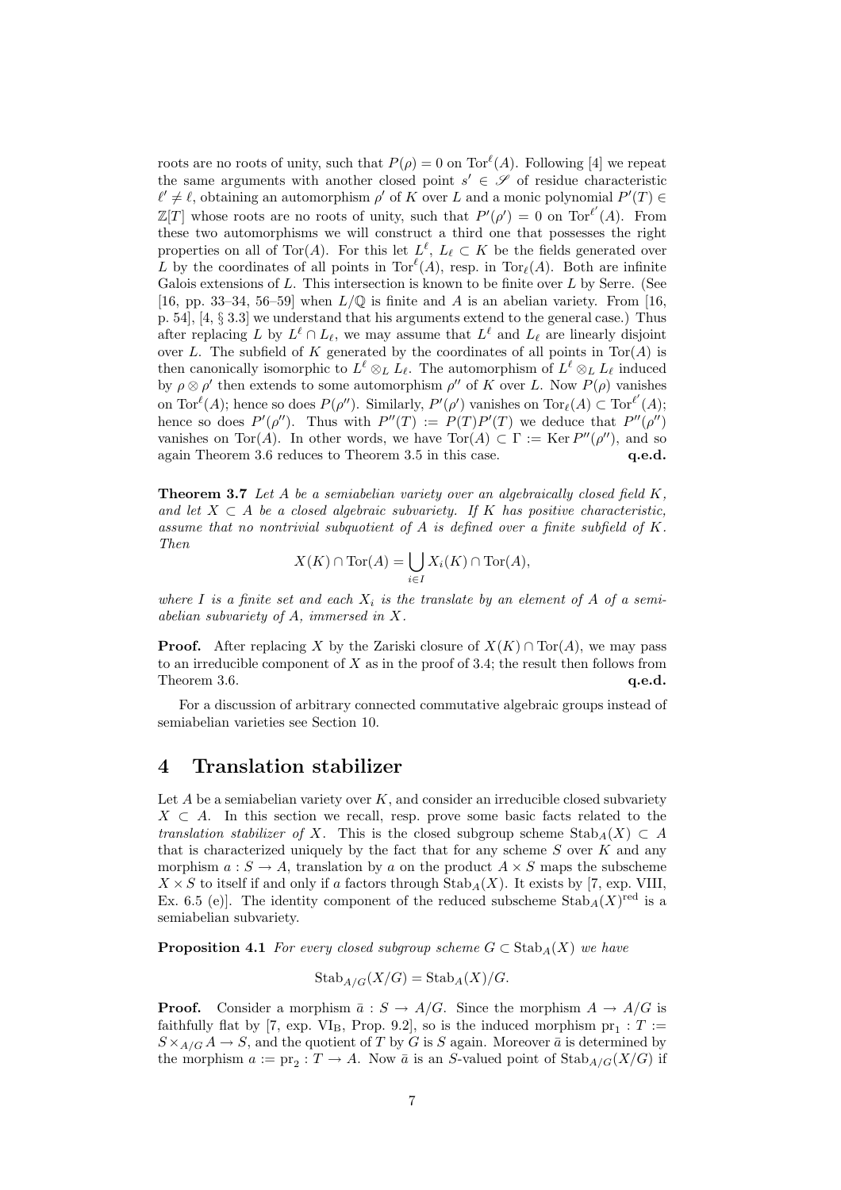roots are no roots of unity, such that $P(\rho) = 0$ on $\mathrm{Tor}^\ell(A)$. Following [4] we repeat the same arguments with another closed point $s' \in \mathscr{S}$ of residue characteristic $\ell' \neq \ell$, obtaining an automorphism $\rho'$ of $K$ over $L$ and a monic polynomial $P'(T) \in \mathbb{Z}[T]$ whose roots are no roots of unity, such that $P'(\rho') = 0$ on $\mathrm{Tor}^{\ell'}(A)$. From these two automorphisms we will construct a third one that possesses the right properties on all of $\mathrm{Tor}(A)$. For this let $L^\ell$, $L_\ell \subset K$ be the fields generated over $L$ by the coordinates of all points in $\mathrm{Tor}^\ell(A)$, resp. in $\mathrm{Tor}_\ell(A)$. Both are infinite Galois extensions of $L$. This intersection is known to be finite over $L$ by Serre. (See [16, pp. 33–34, 56–59] when $L/\mathbb{Q}$ is finite and $A$ is an abelian variety. From [16, p. 54], [4, § 3.3] we understand that his arguments extend to the general case.) Thus after replacing $L$ by $L^\ell \cap L_\ell$, we may assume that $L^\ell$ and $L_\ell$ are linearly disjoint over $L$. The subfield of $K$ generated by the coordinates of all points in $\mathrm{Tor}(A)$ is then canonically isomorphic to $L^\ell \otimes_L L_\ell$. The automorphism of $L^\ell \otimes_L L_\ell$ induced by $\rho \otimes \rho'$ then extends to some automorphism $\rho''$ of $K$ over $L$. Now $P(\rho)$ vanishes on $\mathrm{Tor}^\ell(A)$; hence so does $P(\rho'')$. Similarly, $P'(\rho')$ vanishes on $\mathrm{Tor}_\ell(A) \subset \mathrm{Tor}^{\ell'}(A)$; hence so does $P'(\rho'')$. Thus with $P''(T) := P(T)P'(T)$ we deduce that $P''(\rho'')$ vanishes on $\mathrm{Tor}(A)$. In other words, we have $\mathrm{Tor}(A) \subset \Gamma := \mathrm{Ker}\, P''(\rho'')$, and so again Theorem 3.6 reduces to Theorem 3.5 in this case. **q.e.d.**

**Theorem 3.7** *Let $A$ be a semiabelian variety over an algebraically closed field $K$, and let $X \subset A$ be a closed algebraic subvariety. If $K$ has positive characteristic, assume that no nontrivial subquotient of $A$ is defined over a finite subfield of $K$. Then*

$$X(K) \cap \mathrm{Tor}(A) = \bigcup_{i \in I} X_i(K) \cap \mathrm{Tor}(A),$$

*where $I$ is a finite set and each $X_i$ is the translate by an element of $A$ of a semiabelian subvariety of $A$, immersed in $X$.*

**Proof.** After replacing $X$ by the Zariski closure of $X(K) \cap \mathrm{Tor}(A)$, we may pass to an irreducible component of $X$ as in the proof of 3.4; the result then follows from Theorem 3.6. **q.e.d.**

For a discussion of arbitrary connected commutative algebraic groups instead of semiabelian varieties see Section 10.

# 4 Translation stabilizer

Let $A$ be a semiabelian variety over $K$, and consider an irreducible closed subvariety $X \subset A$. In this section we recall, resp. prove some basic facts related to the *translation stabilizer of* $X$. This is the closed subgroup scheme $\mathrm{Stab}_A(X) \subset A$ that is characterized uniquely by the fact that for any scheme $S$ over $K$ and any morphism $a : S \to A$, translation by $a$ on the product $A \times S$ maps the subscheme $X \times S$ to itself if and only if $a$ factors through $\mathrm{Stab}_A(X)$. It exists by [7, exp. VIII, Ex. 6.5 (e)]. The identity component of the reduced subscheme $\mathrm{Stab}_A(X)^{\mathrm{red}}$ is a semiabelian subvariety.

**Proposition 4.1** *For every closed subgroup scheme $G \subset \mathrm{Stab}_A(X)$ we have*

$$\mathrm{Stab}_{A/G}(X/G) = \mathrm{Stab}_A(X)/G.$$

**Proof.** Consider a morphism $\bar{a} : S \to A/G$. Since the morphism $A \to A/G$ is faithfully flat by [7, exp. $\mathrm{VI_B}$, Prop. 9.2], so is the induced morphism $\mathrm{pr}_1 : T := S \times_{A/G} A \to S$, and the quotient of $T$ by $G$ is $S$ again. Moreover $\bar{a}$ is determined by the morphism $a := \mathrm{pr}_2 : T \to A$. Now $\bar{a}$ is an $S$-valued point of $\mathrm{Stab}_{A/G}(X/G)$ if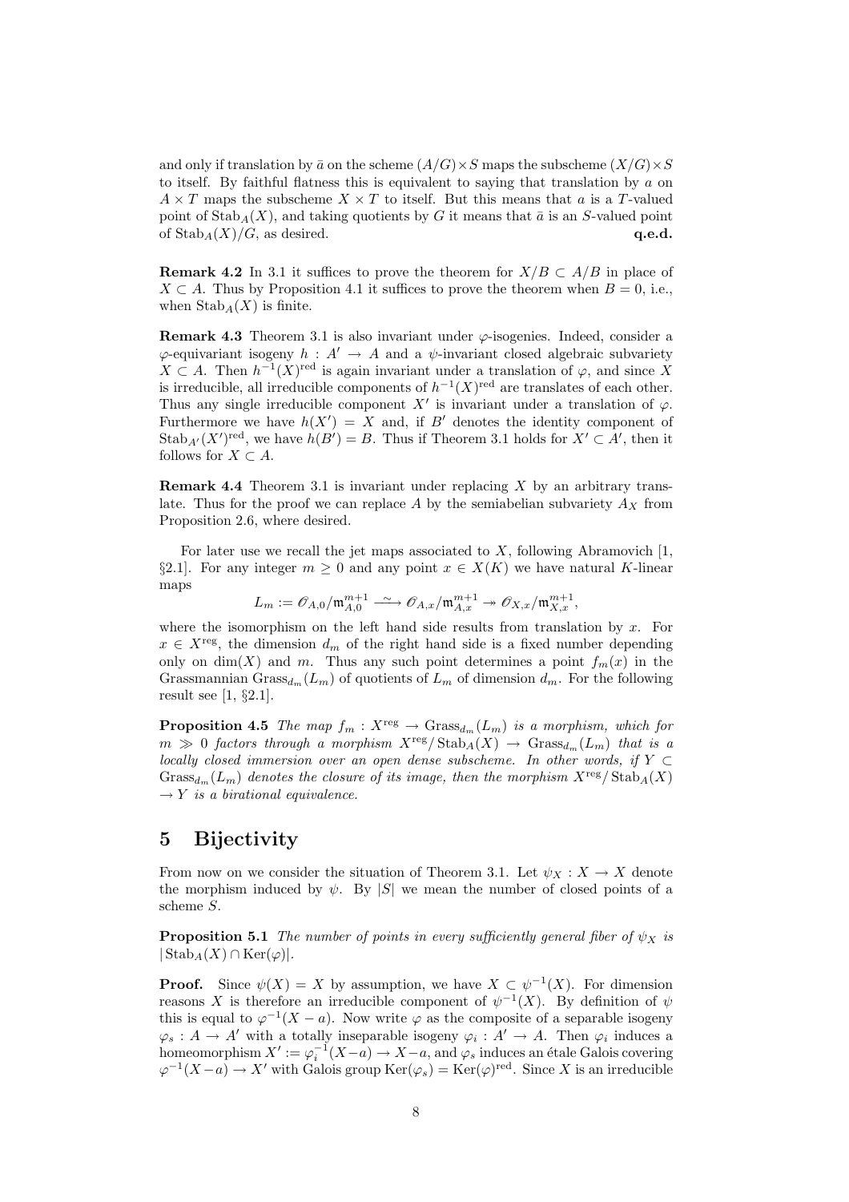and only if translation by $\bar{a}$ on the scheme $(A/G)\times S$ maps the subscheme $(X/G)\times S$ to itself. By faithful flatness this is equivalent to saying that translation by $a$ on $A\times T$ maps the subscheme $X\times T$ to itself. But this means that $a$ is a $T$-valued point of $\mathrm{Stab}_A(X)$, and taking quotients by $G$ it means that $\bar{a}$ is an $S$-valued point of $\mathrm{Stab}_A(X)/G$, as desired. **q.e.d.**

**Remark 4.2** In 3.1 it suffices to prove the theorem for $X/B \subset A/B$ in place of $X \subset A$. Thus by Proposition 4.1 it suffices to prove the theorem when $B = 0$, i.e., when $\mathrm{Stab}_A(X)$ is finite.

**Remark 4.3** Theorem 3.1 is also invariant under $\varphi$-isogenies. Indeed, consider a $\varphi$-equivariant isogeny $h : A' \to A$ and a $\psi$-invariant closed algebraic subvariety $X \subset A$. Then $h^{-1}(X)^{\mathrm{red}}$ is again invariant under a translation of $\varphi$, and since $X$ is irreducible, all irreducible components of $h^{-1}(X)^{\mathrm{red}}$ are translates of each other. Thus any single irreducible component $X'$ is invariant under a translation of $\varphi$. Furthermore we have $h(X') = X$ and, if $B'$ denotes the identity component of $\mathrm{Stab}_{A'}(X')^{\mathrm{red}}$, we have $h(B') = B$. Thus if Theorem 3.1 holds for $X' \subset A'$, then it follows for $X \subset A$.

**Remark 4.4** Theorem 3.1 is invariant under replacing $X$ by an arbitrary translate. Thus for the proof we can replace $A$ by the semiabelian subvariety $A_X$ from Proposition 2.6, where desired.

For later use we recall the jet maps associated to $X$, following Abramovich [1, §2.1]. For any integer $m \geq 0$ and any point $x \in X(K)$ we have natural $K$-linear maps

$$L_m := \mathscr{O}_{A,0}/\mathfrak{m}_{A,0}^{m+1} \xrightarrow{\ \sim\ } \mathscr{O}_{A,x}/\mathfrak{m}_{A,x}^{m+1} \twoheadrightarrow \mathscr{O}_{X,x}/\mathfrak{m}_{X,x}^{m+1},$$

where the isomorphism on the left hand side results from translation by $x$. For $x \in X^{\mathrm{reg}}$, the dimension $d_m$ of the right hand side is a fixed number depending only on $\dim(X)$ and $m$. Thus any such point determines a point $f_m(x)$ in the Grassmannian $\mathrm{Grass}_{d_m}(L_m)$ of quotients of $L_m$ of dimension $d_m$. For the following result see [1, §2.1].

**Proposition 4.5** *The map $f_m : X^{\mathrm{reg}} \to \mathrm{Grass}_{d_m}(L_m)$ is a morphism, which for $m \gg 0$ factors through a morphism $X^{\mathrm{reg}}/\mathrm{Stab}_A(X) \to \mathrm{Grass}_{d_m}(L_m)$ that is a locally closed immersion over an open dense subscheme. In other words, if $Y \subset \mathrm{Grass}_{d_m}(L_m)$ denotes the closure of its image, then the morphism $X^{\mathrm{reg}}/\mathrm{Stab}_A(X) \to Y$ is a birational equivalence.*

# 5 Bijectivity

From now on we consider the situation of Theorem 3.1. Let $\psi_X : X \to X$ denote the morphism induced by $\psi$. By $|S|$ we mean the number of closed points of a scheme $S$.

**Proposition 5.1** *The number of points in every sufficiently general fiber of $\psi_X$ is $|\mathrm{Stab}_A(X) \cap \mathrm{Ker}(\varphi)|$.*

**Proof.** Since $\psi(X) = X$ by assumption, we have $X \subset \psi^{-1}(X)$. For dimension reasons $X$ is therefore an irreducible component of $\psi^{-1}(X)$. By definition of $\psi$ this is equal to $\varphi^{-1}(X - a)$. Now write $\varphi$ as the composite of a separable isogeny $\varphi_s : A \to A'$ with a totally inseparable isogeny $\varphi_i : A' \to A$. Then $\varphi_i$ induces a homeomorphism $X' := \varphi_i^{-1}(X-a) \to X-a$, and $\varphi_s$ induces an étale Galois covering $\varphi^{-1}(X-a) \to X'$ with Galois group $\mathrm{Ker}(\varphi_s) = \mathrm{Ker}(\varphi)^{\mathrm{red}}$. Since $X$ is an irreducible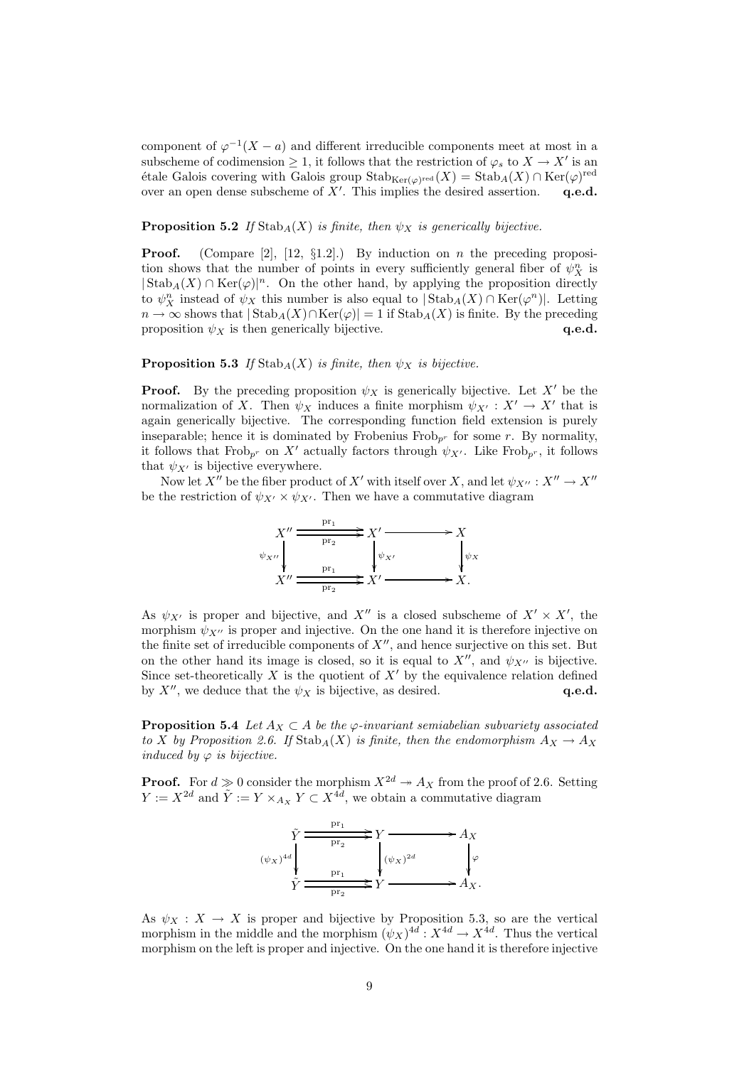component of $\varphi^{-1}(X-a)$ and different irreducible components meet at most in a subscheme of codimension $\geq 1$, it follows that the restriction of $\varphi_s$ to $X \to X'$ is an étale Galois covering with Galois group $\mathrm{Stab}_{\mathrm{Ker}(\varphi)^{\mathrm{red}}}(X) = \mathrm{Stab}_A(X) \cap \mathrm{Ker}(\varphi)^{\mathrm{red}}$ over an open dense subscheme of $X'$. This implies the desired assertion. **q.e.d.**

**Proposition 5.2** *If $\mathrm{Stab}_A(X)$ is finite, then $\psi_X$ is generically bijective.*

**Proof.** (Compare [2], [12, §1.2].) By induction on $n$ the preceding proposition shows that the number of points in every sufficiently general fiber of $\psi_X^n$ is $|\mathrm{Stab}_A(X) \cap \mathrm{Ker}(\varphi)|^n$. On the other hand, by applying the proposition directly to $\psi_X^n$ instead of $\psi_X$ this number is also equal to $|\mathrm{Stab}_A(X) \cap \mathrm{Ker}(\varphi^n)|$. Letting $n \to \infty$ shows that $|\mathrm{Stab}_A(X) \cap \mathrm{Ker}(\varphi)| = 1$ if $\mathrm{Stab}_A(X)$ is finite. By the preceding proposition $\psi_X$ is then generically bijective. **q.e.d.**

**Proposition 5.3** *If $\mathrm{Stab}_A(X)$ is finite, then $\psi_X$ is bijective.*

**Proof.** By the preceding proposition $\psi_X$ is generically bijective. Let $X'$ be the normalization of $X$. Then $\psi_X$ induces a finite morphism $\psi_{X'} : X' \to X'$ that is again generically bijective. The corresponding function field extension is purely inseparable; hence it is dominated by Frobenius $\mathrm{Frob}_{p^r}$ for some $r$. By normality, it follows that $\mathrm{Frob}_{p^r}$ on $X'$ actually factors through $\psi_{X'}$. Like $\mathrm{Frob}_{p^r}$, it follows that $\psi_{X'}$ is bijective everywhere.

Now let $X''$ be the fiber product of $X'$ with itself over $X$, and let $\psi_{X''} : X'' \to X''$ be the restriction of $\psi_{X'} \times \psi_{X'}$. Then we have a commutative diagram

$$\begin{array}{ccccc}
X'' & \overset{\mathrm{pr}_1}{\underset{\mathrm{pr}_2}{\rightrightarrows}} & X' & \longrightarrow & X \\
\Big\downarrow{\scriptstyle \psi_{X''}} & & \Big\downarrow{\scriptstyle \psi_{X'}} & & \Big\downarrow{\scriptstyle \psi_X} \\
X'' & \overset{\mathrm{pr}_1}{\underset{\mathrm{pr}_2}{\rightrightarrows}} & X' & \longrightarrow & X.
\end{array}$$

As $\psi_{X'}$ is proper and bijective, and $X''$ is a closed subscheme of $X' \times X'$, the morphism $\psi_{X''}$ is proper and injective. On the one hand it is therefore injective on the finite set of irreducible components of $X''$, and hence surjective on this set. But on the other hand its image is closed, so it is equal to $X''$, and $\psi_{X''}$ is bijective. Since set-theoretically $X$ is the quotient of $X'$ by the equivalence relation defined by $X''$, we deduce that the $\psi_X$ is bijective, as desired. **q.e.d.**

**Proposition 5.4** *Let $A_X \subset A$ be the $\varphi$-invariant semiabelian subvariety associated to $X$ by Proposition 2.6. If $\mathrm{Stab}_A(X)$ is finite, then the endomorphism $A_X \to A_X$ induced by $\varphi$ is bijective.*

**Proof.** For $d \gg 0$ consider the morphism $X^{2d} \twoheadrightarrow A_X$ from the proof of 2.6. Setting $Y := X^{2d}$ and $\tilde{Y} := Y \times_{A_X} Y \subset X^{4d}$, we obtain a commutative diagram

$$\begin{array}{ccccc}
\tilde{Y} & \overset{\mathrm{pr}_1}{\underset{\mathrm{pr}_2}{\rightrightarrows}} & Y & \longrightarrow & A_X \\
\Big\downarrow{\scriptstyle (\psi_X)^{4d}} & & \Big\downarrow{\scriptstyle (\psi_X)^{2d}} & & \Big\downarrow{\scriptstyle \varphi} \\
\tilde{Y} & \overset{\mathrm{pr}_1}{\underset{\mathrm{pr}_2}{\rightrightarrows}} & Y & \longrightarrow & A_X.
\end{array}$$

As $\psi_X : X \to X$ is proper and bijective by Proposition 5.3, so are the vertical morphism in the middle and the morphism $(\psi_X)^{4d} : X^{4d} \to X^{4d}$. Thus the vertical morphism on the left is proper and injective. On the one hand it is therefore injective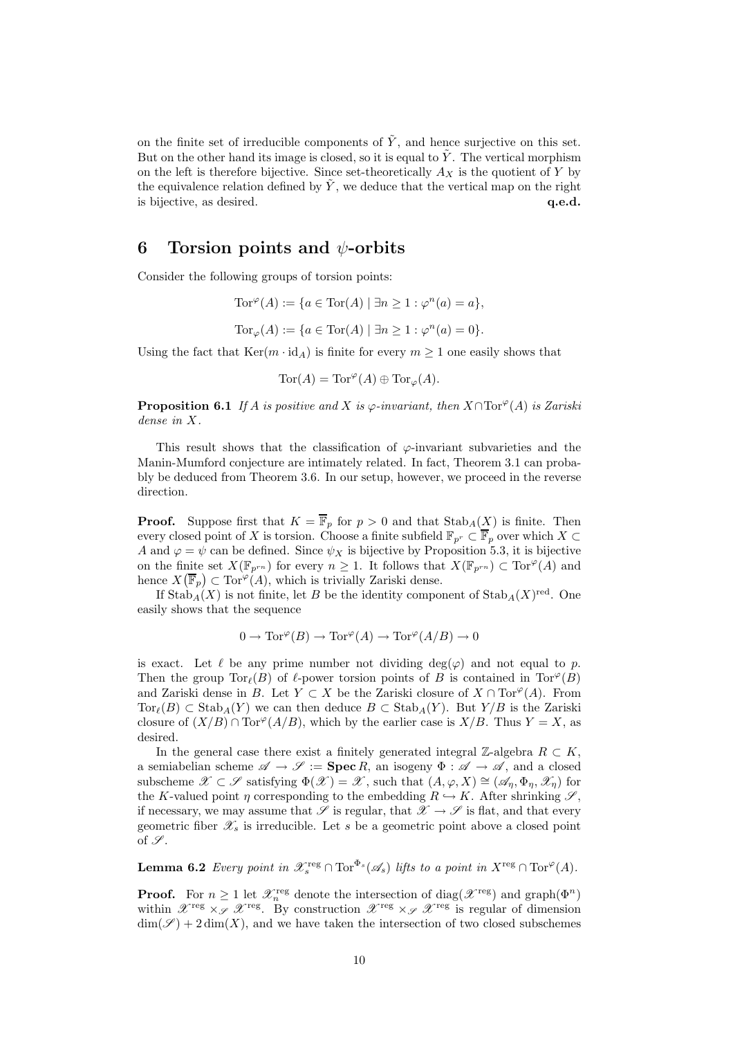on the finite set of irreducible components of $\tilde{Y}$, and hence surjective on this set. But on the other hand its image is closed, so it is equal to $\tilde{Y}$. The vertical morphism on the left is therefore bijective. Since set-theoretically $A_X$ is the quotient of $Y$ by the equivalence relation defined by $\tilde{Y}$, we deduce that the vertical map on the right is bijective, as desired. **q.e.d.**

## 6 Torsion points and $\psi$-orbits

Consider the following groups of torsion points:

$$\mathrm{Tor}^{\varphi}(A) := \{a \in \mathrm{Tor}(A) \mid \exists n \geq 1 : \varphi^n(a) = a\},$$

$$\mathrm{Tor}_{\varphi}(A) := \{a \in \mathrm{Tor}(A) \mid \exists n \geq 1 : \varphi^n(a) = 0\}.$$

Using the fact that $\mathrm{Ker}(m \cdot \mathrm{id}_A)$ is finite for every $m \geq 1$ one easily shows that

$$\mathrm{Tor}(A) = \mathrm{Tor}^{\varphi}(A) \oplus \mathrm{Tor}_{\varphi}(A).$$

**Proposition 6.1** *If $A$ is positive and $X$ is $\varphi$-invariant, then $X \cap \mathrm{Tor}^{\varphi}(A)$ is Zariski dense in $X$.*

This result shows that the classification of $\varphi$-invariant subvarieties and the Manin-Mumford conjecture are intimately related. In fact, Theorem 3.1 can probably be deduced from Theorem 3.6. In our setup, however, we proceed in the reverse direction.

**Proof.** Suppose first that $K = \overline{\mathbb{F}}_p$ for $p > 0$ and that $\mathrm{Stab}_A(X)$ is finite. Then every closed point of $X$ is torsion. Choose a finite subfield $\mathbb{F}_{p^r} \subset \overline{\mathbb{F}}_p$ over which $X \subset A$ and $\varphi = \psi$ can be defined. Since $\psi_X$ is bijective by Proposition 5.3, it is bijective on the finite set $X(\mathbb{F}_{p^{rn}})$ for every $n \geq 1$. It follows that $X(\mathbb{F}_{p^{rn}}) \subset \mathrm{Tor}^{\varphi}(A)$ and hence $X(\overline{\mathbb{F}}_p) \subset \mathrm{Tor}^{\varphi}(A)$, which is trivially Zariski dense.

If $\mathrm{Stab}_A(X)$ is not finite, let $B$ be the identity component of $\mathrm{Stab}_A(X)^{\mathrm{red}}$. One easily shows that the sequence

$$0 \to \mathrm{Tor}^{\varphi}(B) \to \mathrm{Tor}^{\varphi}(A) \to \mathrm{Tor}^{\varphi}(A/B) \to 0$$

is exact. Let $\ell$ be any prime number not dividing $\deg(\varphi)$ and not equal to $p$. Then the group $\mathrm{Tor}_{\ell}(B)$ of $\ell$-power torsion points of $B$ is contained in $\mathrm{Tor}^{\varphi}(B)$ and Zariski dense in $B$. Let $Y \subset X$ be the Zariski closure of $X \cap \mathrm{Tor}^{\varphi}(A)$. From $\mathrm{Tor}_{\ell}(B) \subset \mathrm{Stab}_A(Y)$ we can then deduce $B \subset \mathrm{Stab}_A(Y)$. But $Y/B$ is the Zariski closure of $(X/B) \cap \mathrm{Tor}^{\varphi}(A/B)$, which by the earlier case is $X/B$. Thus $Y = X$, as desired.

In the general case there exist a finitely generated integral $\mathbb{Z}$-algebra $R \subset K$, a semiabelian scheme $\mathscr{A} \to \mathscr{S} := \mathbf{Spec}\, R$, an isogeny $\Phi : \mathscr{A} \to \mathscr{A}$, and a closed subscheme $\mathscr{X} \subset \mathscr{S}$ satisfying $\Phi(\mathscr{X}) = \mathscr{X}$, such that $(A, \varphi, X) \cong (\mathscr{A}_\eta, \Phi_\eta, \mathscr{X}_\eta)$ for the $K$-valued point $\eta$ corresponding to the embedding $R \hookrightarrow K$. After shrinking $\mathscr{S}$, if necessary, we may assume that $\mathscr{S}$ is regular, that $\mathscr{X} \to \mathscr{S}$ is flat, and that every geometric fiber $\mathscr{X}_s$ is irreducible. Let $s$ be a geometric point above a closed point of $\mathscr{S}$.

**Lemma 6.2** *Every point in $\mathscr{X}_s^{\mathrm{reg}} \cap \mathrm{Tor}^{\Phi_s}(\mathscr{A}_s)$ lifts to a point in $X^{\mathrm{reg}} \cap \mathrm{Tor}^{\varphi}(A)$.*

**Proof.** For $n \geq 1$ let $\mathscr{X}_n^{\mathrm{reg}}$ denote the intersection of $\mathrm{diag}(\mathscr{X}^{\mathrm{reg}})$ and $\mathrm{graph}(\Phi^n)$ within $\mathscr{X}^{\mathrm{reg}} \times_{\mathscr{S}} \mathscr{X}^{\mathrm{reg}}$. By construction $\mathscr{X}^{\mathrm{reg}} \times_{\mathscr{S}} \mathscr{X}^{\mathrm{reg}}$ is regular of dimension $\dim(\mathscr{S}) + 2\dim(X)$, and we have taken the intersection of two closed subschemes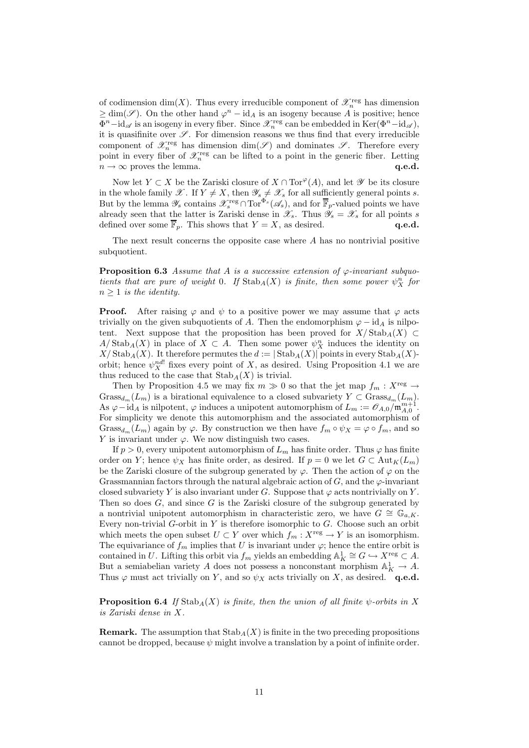of codimension $\dim(X)$. Thus every irreducible component of $\mathscr{X}_n^{\rm reg}$ has dimension $\geq \dim(\mathscr{S})$. On the other hand $\varphi^n - {\rm id}_A$ is an isogeny because $A$ is positive; hence $\Phi^n - {\rm id}_{\mathscr{A}}$ is an isogeny in every fiber. Since $\mathscr{X}_n^{\rm reg}$ can be embedded in ${\rm Ker}(\Phi^n - {\rm id}_{\mathscr{A}})$, it is quasifinite over $\mathscr{S}$. For dimension reasons we thus find that every irreducible component of $\mathscr{X}_n^{\rm reg}$ has dimension $\dim(\mathscr{S})$ and dominates $\mathscr{S}$. Therefore every point in every fiber of $\mathscr{X}_n^{\rm reg}$ can be lifted to a point in the generic fiber. Letting $n \to \infty$ proves the lemma. **q.e.d.**

Now let $Y \subset X$ be the Zariski closure of $X \cap {\rm Tor}^{\varphi}(A)$, and let $\mathscr{Y}$ be its closure in the whole family $\mathscr{X}$. If $Y \neq X$, then $\mathscr{Y}_s \neq \mathscr{X}_s$ for all sufficiently general points $s$. But by the lemma $\mathscr{Y}_s$ contains $\mathscr{X}_s^{\rm reg} \cap {\rm Tor}^{\Phi_s}(\mathscr{A}_s)$, and for $\overline{\mathbb{F}}_p$-valued points we have already seen that the latter is Zariski dense in $\mathscr{X}_s$. Thus $\mathscr{Y}_s = \mathscr{X}_s$ for all points $s$ defined over some $\overline{\mathbb{F}}_p$. This shows that $Y = X$, as desired. **q.e.d.**

The next result concerns the opposite case where $A$ has no nontrivial positive subquotient.

**Proposition 6.3** *Assume that $A$ is a successive extension of $\varphi$-invariant subquotients that are pure of weight 0. If ${\rm Stab}_A(X)$ is finite, then some power $\psi_X^n$ for $n \geq 1$ is the identity.*

**Proof.** After raising $\varphi$ and $\psi$ to a positive power we may assume that $\varphi$ acts trivially on the given subquotients of $A$. Then the endomorphism $\varphi - {\rm id}_A$ is nilpotent. Next suppose that the proposition has been proved for $X/{\rm Stab}_A(X) \subset A/{\rm Stab}_A(X)$ in place of $X \subset A$. Then some power $\psi_X^n$ induces the identity on $X/{\rm Stab}_A(X)$. It therefore permutes the $d := |\,{\rm Stab}_A(X)|$ points in every ${\rm Stab}_A(X)$-orbit; hence $\psi_X^{nd!}$ fixes every point of $X$, as desired. Using Proposition 4.1 we are thus reduced to the case that ${\rm Stab}_A(X)$ is trivial.

Then by Proposition 4.5 we may fix $m \gg 0$ so that the jet map $f_m : X^{\rm reg} \to {\rm Grass}_{d_m}(L_m)$ is a birational equivalence to a closed subvariety $Y \subset {\rm Grass}_{d_m}(L_m)$. As $\varphi - {\rm id}_A$ is nilpotent, $\varphi$ induces a unipotent automorphism of $L_m := \mathscr{O}_{A,0}/\mathfrak{m}_{A,0}^{m+1}$. For simplicity we denote this automorphism and the associated automorphism of ${\rm Grass}_{d_m}(L_m)$ again by $\varphi$. By construction we then have $f_m \circ \psi_X = \varphi \circ f_m$, and so $Y$ is invariant under $\varphi$. We now distinguish two cases.

If $p > 0$, every unipotent automorphism of $L_m$ has finite order. Thus $\varphi$ has finite order on $Y$; hence $\psi_X$ has finite order, as desired. If $p = 0$ we let $G \subset {\rm Aut}_K(L_m)$ be the Zariski closure of the subgroup generated by $\varphi$. Then the action of $\varphi$ on the Grassmannian factors through the natural algebraic action of $G$, and the $\varphi$-invariant closed subvariety $Y$ is also invariant under $G$. Suppose that $\varphi$ acts nontrivially on $Y$. Then so does $G$, and since $G$ is the Zariski closure of the subgroup generated by a nontrivial unipotent automorphism in characteristic zero, we have $G \cong \mathbb{G}_{a,K}$. Every non-trivial $G$-orbit in $Y$ is therefore isomorphic to $G$. Choose such an orbit which meets the open subset $U \subset Y$ over which $f_m : X^{\rm reg} \to Y$ is an isomorphism. The equivariance of $f_m$ implies that $U$ is invariant under $\varphi$; hence the entire orbit is contained in $U$. Lifting this orbit via $f_m$ yields an embedding $\mathbb{A}^1_K \cong G \hookrightarrow X^{\rm reg} \subset A$. But a semiabelian variety $A$ does not possess a nonconstant morphism $\mathbb{A}^1_K \to A$. Thus $\varphi$ must act trivially on $Y$, and so $\psi_X$ acts trivially on $X$, as desired. **q.e.d.**

**Proposition 6.4** *If ${\rm Stab}_A(X)$ is finite, then the union of all finite $\psi$-orbits in $X$ is Zariski dense in $X$.*

**Remark.** The assumption that ${\rm Stab}_A(X)$ is finite in the two preceding propositions cannot be dropped, because $\psi$ might involve a translation by a point of infinite order.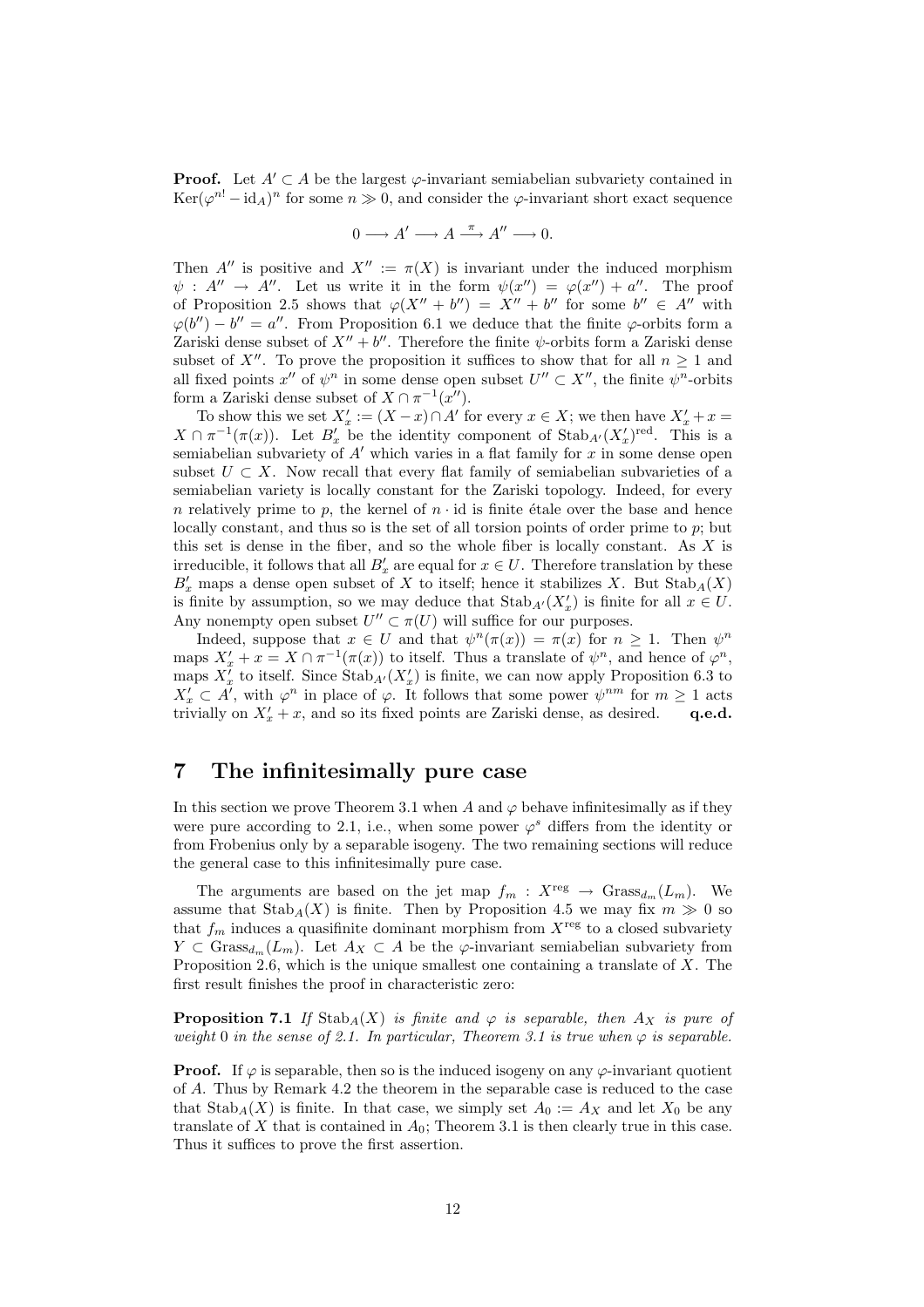**Proof.** Let $A' \subset A$ be the largest $\varphi$-invariant semiabelian subvariety contained in $\mathrm{Ker}(\varphi^{n!} - \mathrm{id}_A)^n$ for some $n \gg 0$, and consider the $\varphi$-invariant short exact sequence

$$0 \longrightarrow A' \longrightarrow A \stackrel{\pi}{\longrightarrow} A'' \longrightarrow 0.$$

Then $A''$ is positive and $X'' := \pi(X)$ is invariant under the induced morphism $\psi : A'' \to A''$. Let us write it in the form $\psi(x'') = \varphi(x'') + a''$. The proof of Proposition 2.5 shows that $\varphi(X'' + b'') = X'' + b''$ for some $b'' \in A''$ with $\varphi(b'') - b'' = a''$. From Proposition 6.1 we deduce that the finite $\varphi$-orbits form a Zariski dense subset of $X'' + b''$. Therefore the finite $\psi$-orbits form a Zariski dense subset of $X''$. To prove the proposition it suffices to show that for all $n \geq 1$ and all fixed points $x''$ of $\psi^n$ in some dense open subset $U'' \subset X''$, the finite $\psi^n$-orbits form a Zariski dense subset of $X \cap \pi^{-1}(x'')$.

To show this we set $X'_x := (X - x) \cap A'$ for every $x \in X$; we then have $X'_x + x = X \cap \pi^{-1}(\pi(x))$. Let $B'_x$ be the identity component of $\mathrm{Stab}_{A'}(X'_x)^{\mathrm{red}}$. This is a semiabelian subvariety of $A'$ which varies in a flat family for $x$ in some dense open subset $U \subset X$. Now recall that every flat family of semiabelian subvarieties of a semiabelian variety is locally constant for the Zariski topology. Indeed, for every $n$ relatively prime to $p$, the kernel of $n \cdot \mathrm{id}$ is finite étale over the base and hence locally constant, and thus so is the set of all torsion points of order prime to $p$; but this set is dense in the fiber, and so the whole fiber is locally constant. As $X$ is irreducible, it follows that all $B'_x$ are equal for $x \in U$. Therefore translation by these $B'_x$ maps a dense open subset of $X$ to itself; hence it stabilizes $X$. But $\mathrm{Stab}_A(X)$ is finite by assumption, so we may deduce that $\mathrm{Stab}_{A'}(X'_x)$ is finite for all $x \in U$. Any nonempty open subset $U'' \subset \pi(U)$ will suffice for our purposes.

Indeed, suppose that $x \in U$ and that $\psi^n(\pi(x)) = \pi(x)$ for $n \geq 1$. Then $\psi^n$ maps $X'_x + x = X \cap \pi^{-1}(\pi(x))$ to itself. Thus a translate of $\psi^n$, and hence of $\varphi^n$, maps $X'_x$ to itself. Since $\mathrm{Stab}_{A'}(X'_x)$ is finite, we can now apply Proposition 6.3 to $X'_x \subset A'$, with $\varphi^n$ in place of $\varphi$. It follows that some power $\psi^{nm}$ for $m \geq 1$ acts trivially on $X'_x + x$, and so its fixed points are Zariski dense, as desired. **q.e.d.**

## 7 The infinitesimally pure case

In this section we prove Theorem 3.1 when $A$ and $\varphi$ behave infinitesimally as if they were pure according to 2.1, i.e., when some power $\varphi^s$ differs from the identity or from Frobenius only by a separable isogeny. The two remaining sections will reduce the general case to this infinitesimally pure case.

The arguments are based on the jet map $f_m : X^{\mathrm{reg}} \to \mathrm{Grass}_{d_m}(L_m)$. We assume that $\mathrm{Stab}_A(X)$ is finite. Then by Proposition 4.5 we may fix $m \gg 0$ so that $f_m$ induces a quasifinite dominant morphism from $X^{\mathrm{reg}}$ to a closed subvariety $Y \subset \mathrm{Grass}_{d_m}(L_m)$. Let $A_X \subset A$ be the $\varphi$-invariant semiabelian subvariety from Proposition 2.6, which is the unique smallest one containing a translate of $X$. The first result finishes the proof in characteristic zero:

**Proposition 7.1** *If $\mathrm{Stab}_A(X)$ is finite and $\varphi$ is separable, then $A_X$ is pure of weight 0 in the sense of 2.1. In particular, Theorem 3.1 is true when $\varphi$ is separable.*

**Proof.** If $\varphi$ is separable, then so is the induced isogeny on any $\varphi$-invariant quotient of $A$. Thus by Remark 4.2 the theorem in the separable case is reduced to the case that $\mathrm{Stab}_A(X)$ is finite. In that case, we simply set $A_0 := A_X$ and let $X_0$ be any translate of $X$ that is contained in $A_0$; Theorem 3.1 is then clearly true in this case. Thus it suffices to prove the first assertion.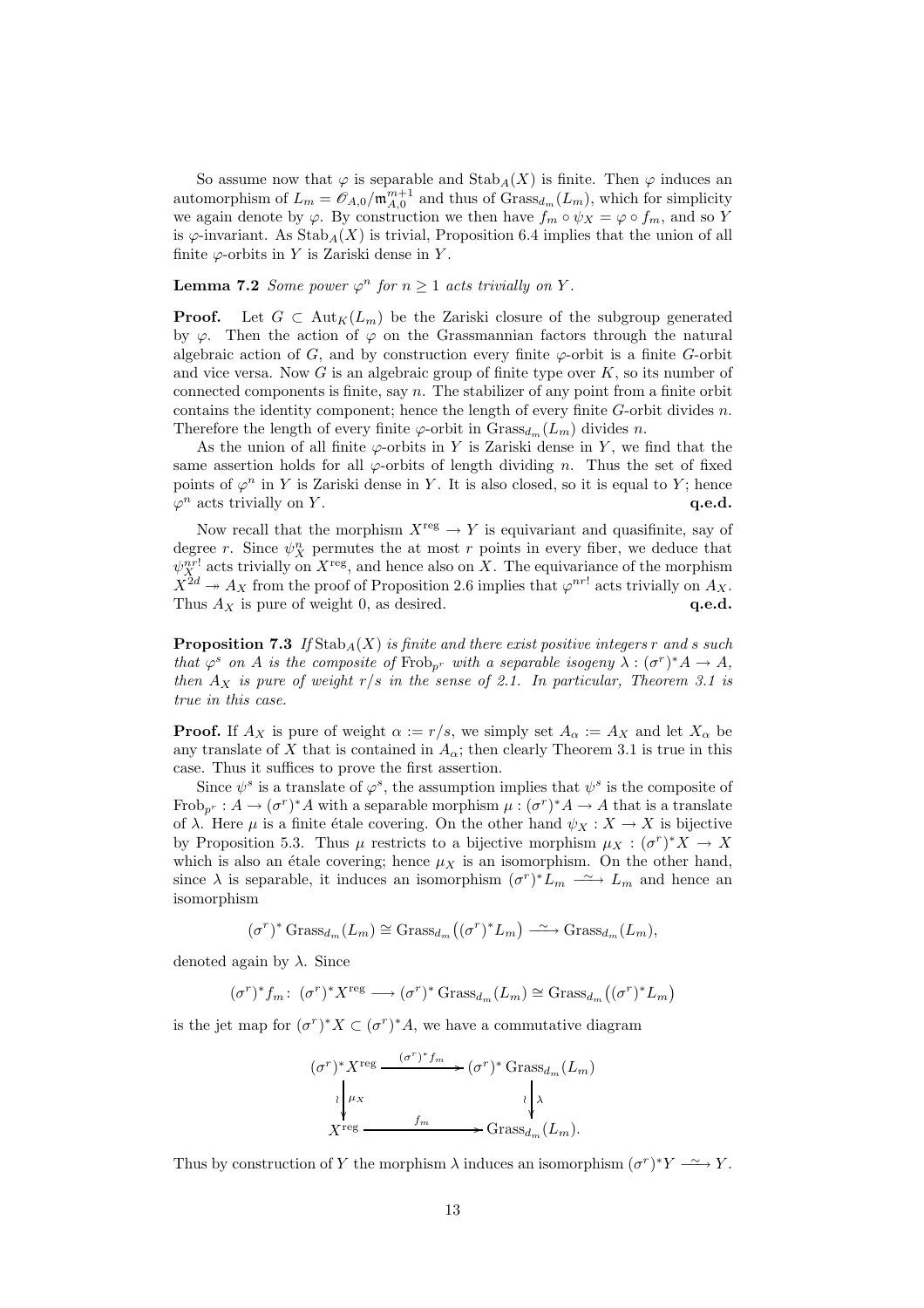So assume now that $\varphi$ is separable and $\mathrm{Stab}_A(X)$ is finite. Then $\varphi$ induces an automorphism of $L_m = \mathscr{O}_{A,0}/\mathfrak{m}_{A,0}^{m+1}$ and thus of $\mathrm{Grass}_{d_m}(L_m)$, which for simplicity we again denote by $\varphi$. By construction we then have $f_m \circ \psi_X = \varphi \circ f_m$, and so $Y$ is $\varphi$-invariant. As $\mathrm{Stab}_A(X)$ is trivial, Proposition 6.4 implies that the union of all finite $\varphi$-orbits in $Y$ is Zariski dense in $Y$.

**Lemma 7.2** *Some power $\varphi^n$ for $n \geq 1$ acts trivially on $Y$.*

**Proof.** Let $G \subset \mathrm{Aut}_K(L_m)$ be the Zariski closure of the subgroup generated by $\varphi$. Then the action of $\varphi$ on the Grassmannian factors through the natural algebraic action of $G$, and by construction every finite $\varphi$-orbit is a finite $G$-orbit and vice versa. Now $G$ is an algebraic group of finite type over $K$, so its number of connected components is finite, say $n$. The stabilizer of any point from a finite orbit contains the identity component; hence the length of every finite $G$-orbit divides $n$. Therefore the length of every finite $\varphi$-orbit in $\mathrm{Grass}_{d_m}(L_m)$ divides $n$.

As the union of all finite $\varphi$-orbits in $Y$ is Zariski dense in $Y$, we find that the same assertion holds for all $\varphi$-orbits of length dividing $n$. Thus the set of fixed points of $\varphi^n$ in $Y$ is Zariski dense in $Y$. It is also closed, so it is equal to $Y$; hence $\varphi^n$ acts trivially on $Y$. **q.e.d.**

Now recall that the morphism $X^{\mathrm{reg}} \to Y$ is equivariant and quasifinite, say of degree $r$. Since $\psi_X^n$ permutes the at most $r$ points in every fiber, we deduce that $\psi_X^{nr!}$ acts trivially on $X^{\mathrm{reg}}$, and hence also on $X$. The equivariance of the morphism $X^{2d} \twoheadrightarrow A_X$ from the proof of Proposition 2.6 implies that $\varphi^{nr!}$ acts trivially on $A_X$. Thus $A_X$ is pure of weight 0, as desired. **q.e.d.**

**Proposition 7.3** *If $\mathrm{Stab}_A(X)$ is finite and there exist positive integers $r$ and $s$ such that $\varphi^s$ on $A$ is the composite of $\mathrm{Frob}_{p^r}$ with a separable isogeny $\lambda : (\sigma^r)^*A \to A$, then $A_X$ is pure of weight $r/s$ in the sense of 2.1. In particular, Theorem 3.1 is true in this case.*

**Proof.** If $A_X$ is pure of weight $\alpha := r/s$, we simply set $A_\alpha := A_X$ and let $X_\alpha$ be any translate of $X$ that is contained in $A_\alpha$; then clearly Theorem 3.1 is true in this case. Thus it suffices to prove the first assertion.

Since $\psi^s$ is a translate of $\varphi^s$, the assumption implies that $\psi^s$ is the composite of $\mathrm{Frob}_{p^r} : A \to (\sigma^r)^*A$ with a separable morphism $\mu : (\sigma^r)^*A \to A$ that is a translate of $\lambda$. Here $\mu$ is a finite étale covering. On the other hand $\psi_X : X \to X$ is bijective by Proposition 5.3. Thus $\mu$ restricts to a bijective morphism $\mu_X : (\sigma^r)^*X \to X$ which is also an étale covering; hence $\mu_X$ is an isomorphism. On the other hand, since $\lambda$ is separable, it induces an isomorphism $(\sigma^r)^*L_m \xrightarrow{\sim} L_m$ and hence an isomorphism

$$(\sigma^r)^* \mathrm{Grass}_{d_m}(L_m) \cong \mathrm{Grass}_{d_m}\big((\sigma^r)^*L_m\big) \xrightarrow{\sim} \mathrm{Grass}_{d_m}(L_m),$$

denoted again by $\lambda$. Since

$$(\sigma^r)^*f_m \colon (\sigma^r)^*X^{\mathrm{reg}} \longrightarrow (\sigma^r)^* \mathrm{Grass}_{d_m}(L_m) \cong \mathrm{Grass}_{d_m}\big((\sigma^r)^*L_m\big)$$

is the jet map for $(\sigma^r)^*X \subset (\sigma^r)^*A$, we have a commutative diagram

$$\begin{array}{ccc}
(\sigma^r)^*X^{\mathrm{reg}} & \xrightarrow{(\sigma^r)^*f_m} & (\sigma^r)^* \mathrm{Grass}_{d_m}(L_m) \\
\wr\downarrow \mu_X & & \wr\downarrow \lambda \\
X^{\mathrm{reg}} & \xrightarrow{\quad f_m \quad} & \mathrm{Grass}_{d_m}(L_m).
\end{array}$$

Thus by construction of $Y$ the morphism $\lambda$ induces an isomorphism $(\sigma^r)^*Y \xrightarrow{\sim} Y$.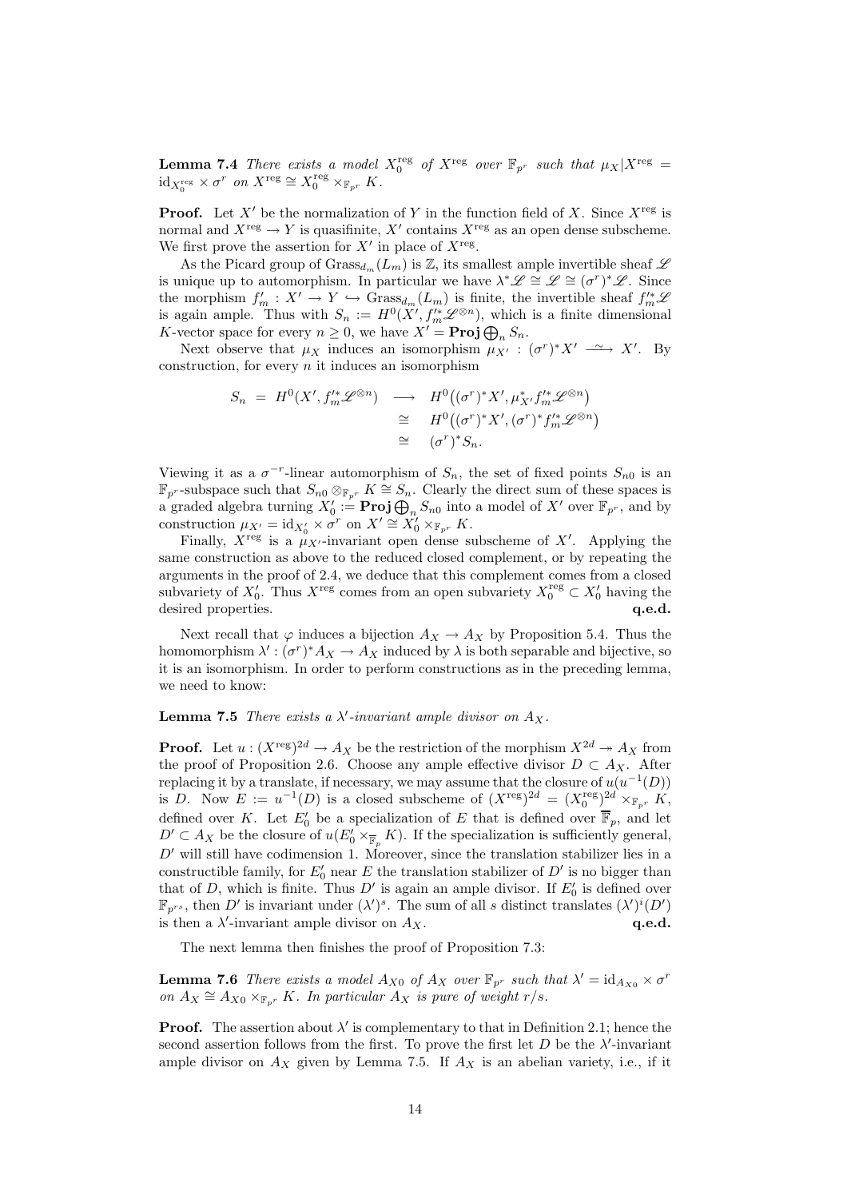**Lemma 7.4** *There exists a model $X_0^{\rm reg}$ of $X^{\rm reg}$ over $\mathbb{F}_{p^r}$ such that $\mu_X|X^{\rm reg} = \mathrm{id}_{X_0^{\rm reg}} \times \sigma^r$ on $X^{\rm reg} \cong X_0^{\rm reg} \times_{\mathbb{F}_{p^r}} K$.*

**Proof.** Let $X'$ be the normalization of $Y$ in the function field of $X$. Since $X^{\rm reg}$ is normal and $X^{\rm reg} \to Y$ is quasifinite, $X'$ contains $X^{\rm reg}$ as an open dense subscheme. We first prove the assertion for $X'$ in place of $X^{\rm reg}$.

As the Picard group of $\mathrm{Grass}_{d_m}(L_m)$ is $\mathbb{Z}$, its smallest ample invertible sheaf $\mathscr{L}$ is unique up to automorphism. In particular we have $\lambda^*\mathscr{L} \cong \mathscr{L} \cong (\sigma^r)^*\mathscr{L}$. Since the morphism $f'_m : X' \to Y \hookrightarrow \mathrm{Grass}_{d_m}(L_m)$ is finite, the invertible sheaf $f'^*_m\mathscr{L}$ is again ample. Thus with $S_n := H^0(X', f'^*_m\mathscr{L}^{\otimes n})$, which is a finite dimensional $K$-vector space for every $n \geq 0$, we have $X' = \mathbf{Proj} \bigoplus_n S_n$.

Next observe that $\mu_X$ induces an isomorphism $\mu_{X'} : (\sigma^r)^*X' \xrightarrow{\ \sim\ } X'$. By construction, for every $n$ it induces an isomorphism

$$
\begin{aligned}
S_n \ = \ H^0(X', f'^*_m\mathscr{L}^{\otimes n}) &\longrightarrow H^0\big((\sigma^r)^*X', \mu_{X'}^* f'^*_m\mathscr{L}^{\otimes n}\big) \\
&\cong H^0\big((\sigma^r)^*X', (\sigma^r)^* f'^*_m\mathscr{L}^{\otimes n}\big) \\
&\cong (\sigma^r)^*S_n.
\end{aligned}
$$

Viewing it as a $\sigma^{-r}$-linear automorphism of $S_n$, the set of fixed points $S_{n0}$ is an $\mathbb{F}_{p^r}$-subspace such that $S_{n0} \otimes_{\mathbb{F}_{p^r}} K \cong S_n$. Clearly the direct sum of these spaces is a graded algebra turning $X'_0 := \mathbf{Proj} \bigoplus_n S_{n0}$ into a model of $X'$ over $\mathbb{F}_{p^r}$, and by construction $\mu_{X'} = \mathrm{id}_{X'_0} \times \sigma^r$ on $X' \cong X'_0 \times_{\mathbb{F}_{p^r}} K$.

Finally, $X^{\rm reg}$ is a $\mu_{X'}$-invariant open dense subscheme of $X'$. Applying the same construction as above to the reduced closed complement, or by repeating the arguments in the proof of 2.4, we deduce that this complement comes from a closed subvariety of $X'_0$. Thus $X^{\rm reg}$ comes from an open subvariety $X_0^{\rm reg} \subset X'_0$ having the desired properties. **q.e.d.**

Next recall that $\varphi$ induces a bijection $A_X \to A_X$ by Proposition 5.4. Thus the homomorphism $\lambda' : (\sigma^r)^*A_X \to A_X$ induced by $\lambda$ is both separable and bijective, so it is an isomorphism. In order to perform constructions as in the preceding lemma, we need to know:

**Lemma 7.5** *There exists a $\lambda'$-invariant ample divisor on $A_X$.*

**Proof.** Let $u : (X^{\rm reg})^{2d} \to A_X$ be the restriction of the morphism $X^{2d} \twoheadrightarrow A_X$ from the proof of Proposition 2.6. Choose any ample effective divisor $D \subset A_X$. After replacing it by a translate, if necessary, we may assume that the closure of $u(u^{-1}(D))$ is $D$. Now $E := u^{-1}(D)$ is a closed subscheme of $(X^{\rm reg})^{2d} = (X_0^{\rm reg})^{2d} \times_{\mathbb{F}_{p^r}} K$, defined over $K$. Let $E'_0$ be a specialization of $E$ that is defined over $\overline{\mathbb{F}}_p$, and let $D' \subset A_X$ be the closure of $u(E'_0 \times_{\overline{\mathbb{F}}_p} K)$. If the specialization is sufficiently general, $D'$ will still have codimension 1. Moreover, since the translation stabilizer lies in a constructible family, for $E'_0$ near $E$ the translation stabilizer of $D'$ is no bigger than that of $D$, which is finite. Thus $D'$ is again an ample divisor. If $E'_0$ is defined over $\mathbb{F}_{p^{rs}}$, then $D'$ is invariant under $(\lambda')^s$. The sum of all $s$ distinct translates $(\lambda')^i(D')$ is then a $\lambda'$-invariant ample divisor on $A_X$. **q.e.d.**

The next lemma then finishes the proof of Proposition 7.3:

**Lemma 7.6** *There exists a model $A_{X0}$ of $A_X$ over $\mathbb{F}_{p^r}$ such that $\lambda' = \mathrm{id}_{A_{X0}} \times \sigma^r$ on $A_X \cong A_{X0} \times_{\mathbb{F}_{p^r}} K$. In particular $A_X$ is pure of weight $r/s$.*

**Proof.** The assertion about $\lambda'$ is complementary to that in Definition 2.1; hence the second assertion follows from the first. To prove the first let $D$ be the $\lambda'$-invariant ample divisor on $A_X$ given by Lemma 7.5. If $A_X$ is an abelian variety, i.e., if it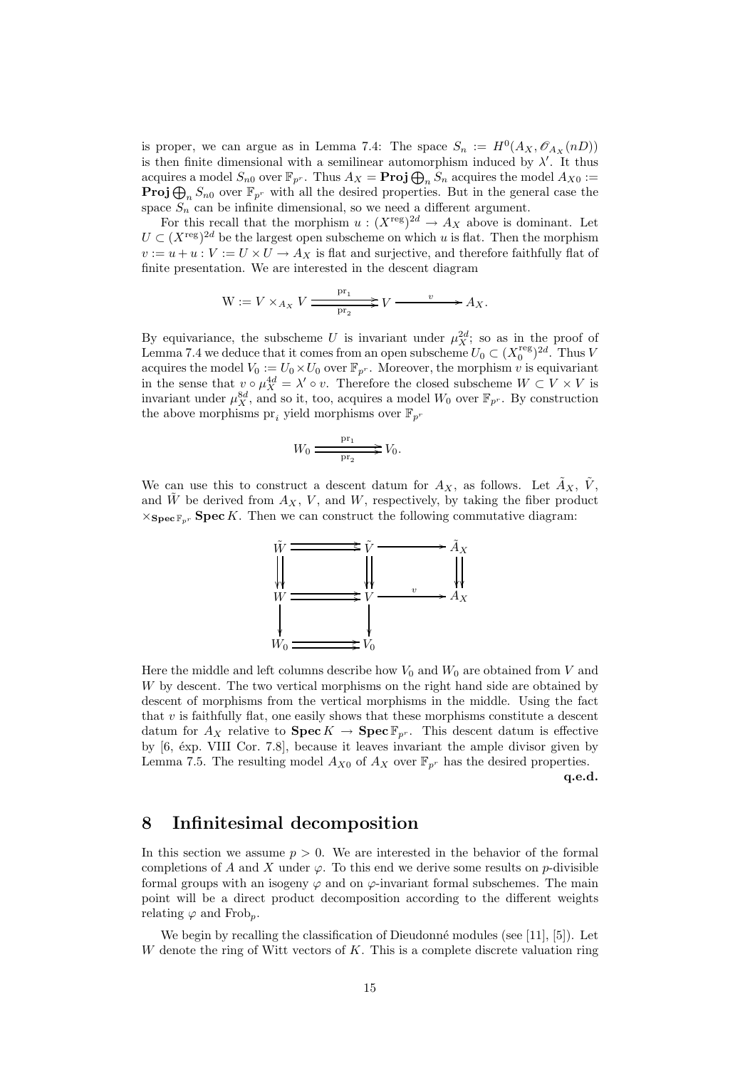is proper, we can argue as in Lemma 7.4: The space $S_n := H^0(A_X, \mathscr{O}_{A_X}(nD))$ is then finite dimensional with a semilinear automorphism induced by $\lambda'$. It thus acquires a model $S_{n0}$ over $\mathbb{F}_{p^r}$. Thus $A_X = \mathbf{Proj} \bigoplus_n S_n$ acquires the model $A_{X0} := \mathbf{Proj} \bigoplus_n S_{n0}$ over $\mathbb{F}_{p^r}$ with all the desired properties. But in the general case the space $S_n$ can be infinite dimensional, so we need a different argument.

For this recall that the morphism $u : (X^{\mathrm{reg}})^{2d} \to A_X$ above is dominant. Let $U \subset (X^{\mathrm{reg}})^{2d}$ be the largest open subscheme on which $u$ is flat. Then the morphism $v := u + u : V := U \times U \to A_X$ is flat and surjective, and therefore faithfully flat of finite presentation. We are interested in the descent diagram

$$\mathrm{W} := V \times_{A_X} V \underset{\mathrm{pr}_2}{\overset{\mathrm{pr}_1}{\rightrightarrows}} V \xrightarrow{\quad v \quad} A_X.$$

By equivariance, the subscheme $U$ is invariant under $\mu_X^{2d}$; so as in the proof of Lemma 7.4 we deduce that it comes from an open subscheme $U_0 \subset (X_0^{\mathrm{reg}})^{2d}$. Thus $V$ acquires the model $V_0 := U_0 \times U_0$ over $\mathbb{F}_{p^r}$. Moreover, the morphism $v$ is equivariant in the sense that $v \circ \mu_X^{4d} = \lambda' \circ v$. Therefore the closed subscheme $W \subset V \times V$ is invariant under $\mu_X^{8d}$, and so it, too, acquires a model $W_0$ over $\mathbb{F}_{p^r}$. By construction the above morphisms $\mathrm{pr}_i$ yield morphisms over $\mathbb{F}_{p^r}$

$$W_0 \underset{\mathrm{pr}_2}{\overset{\mathrm{pr}_1}{\rightrightarrows}} V_0.$$

We can use this to construct a descent datum for $A_X$, as follows. Let $\tilde{A}_X$, $\tilde{V}$, and $\tilde{W}$ be derived from $A_X$, $V$, and $W$, respectively, by taking the fiber product $\times_{\mathbf{Spec}\, \mathbb{F}_{p^r}} \mathbf{Spec}\, K$. Then we can construct the following commutative diagram:

$$\begin{array}{ccccc}
\tilde{W} & \rightrightarrows & \tilde{V} & \longrightarrow & \tilde{A}_X \\
\downdownarrows & & \downdownarrows & & \downdownarrows \\
W & \rightrightarrows & V & \xrightarrow{\ v\ } & A_X \\
\downarrow & & \downarrow & & \\
W_0 & \rightrightarrows & V_0 & &
\end{array}$$

Here the middle and left columns describe how $V_0$ and $W_0$ are obtained from $V$ and $W$ by descent. The two vertical morphisms on the right hand side are obtained by descent of morphisms from the vertical morphisms in the middle. Using the fact that $v$ is faithfully flat, one easily shows that these morphisms constitute a descent datum for $A_X$ relative to $\mathbf{Spec}\, K \to \mathbf{Spec}\, \mathbb{F}_{p^r}$. This descent datum is effective by [6, éxp. VIII Cor. 7.8], because it leaves invariant the ample divisor given by Lemma 7.5. The resulting model $A_{X0}$ of $A_X$ over $\mathbb{F}_{p^r}$ has the desired properties.

**q.e.d.**

# 8 Infinitesimal decomposition

In this section we assume $p > 0$. We are interested in the behavior of the formal completions of $A$ and $X$ under $\varphi$. To this end we derive some results on $p$-divisible formal groups with an isogeny $\varphi$ and on $\varphi$-invariant formal subschemes. The main point will be a direct product decomposition according to the different weights relating $\varphi$ and $\mathrm{Frob}_p$.

We begin by recalling the classification of Dieudonné modules (see [11], [5]). Let $W$ denote the ring of Witt vectors of $K$. This is a complete discrete valuation ring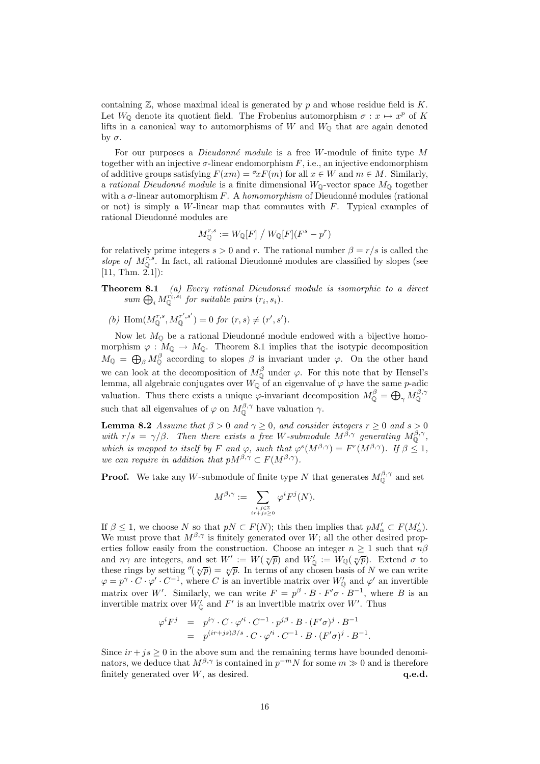containing $\mathbb{Z}$, whose maximal ideal is generated by $p$ and whose residue field is $K$. Let $W_{\mathbb{Q}}$ denote its quotient field. The Frobenius automorphism $\sigma : x \mapsto x^p$ of $K$ lifts in a canonical way to automorphisms of $W$ and $W_{\mathbb{Q}}$ that are again denoted by $\sigma$.

For our purposes a *Dieudonné module* is a free $W$-module of finite type $M$ together with an injective $\sigma$-linear endomorphism $F$, i.e., an injective endomorphism of additive groups satisfying $F(xm) = {}^{\sigma}xF(m)$ for all $x \in W$ and $m \in M$. Similarly, a *rational Dieudonné module* is a finite dimensional $W_{\mathbb{Q}}$-vector space $M_{\mathbb{Q}}$ together with a $\sigma$-linear automorphism $F$. A *homomorphism* of Dieudonné modules (rational or not) is simply a $W$-linear map that commutes with $F$. Typical examples of rational Dieudonné modules are

$$M_{\mathbb{Q}}^{r,s} := W_{\mathbb{Q}}[F] \;\big/\; W_{\mathbb{Q}}[F](F^s - p^r)$$

for relatively prime integers $s > 0$ and $r$. The rational number $\beta = r/s$ is called the *slope of* $M_{\mathbb{Q}}^{r,s}$. In fact, all rational Dieudonné modules are classified by slopes (see [11, Thm. 2.1]):

**Theorem 8.1** *(a) Every rational Dieudonné module is isomorphic to a direct sum $\bigoplus_i M_{\mathbb{Q}}^{r_i,s_i}$ for suitable pairs $(r_i, s_i)$.*

*(b) $\mathrm{Hom}(M_{\mathbb{Q}}^{r,s}, M_{\mathbb{Q}}^{r',s'}) = 0$ for $(r, s) \neq (r', s')$.*

Now let $M_{\mathbb{Q}}$ be a rational Dieudonné module endowed with a bijective homomorphism $\varphi : M_{\mathbb{Q}} \to M_{\mathbb{Q}}$. Theorem 8.1 implies that the isotypic decomposition $M_{\mathbb{Q}} = \bigoplus_\beta M_{\mathbb{Q}}^\beta$ according to slopes $\beta$ is invariant under $\varphi$. On the other hand we can look at the decomposition of $M_{\mathbb{Q}}^\beta$ under $\varphi$. For this note that by Hensel's lemma, all algebraic conjugates over $W_{\mathbb{Q}}$ of an eigenvalue of $\varphi$ have the same $p$-adic valuation. Thus there exists a unique $\varphi$-invariant decomposition $M_{\mathbb{Q}}^\beta = \bigoplus_\gamma M_{\mathbb{Q}}^{\beta,\gamma}$ such that all eigenvalues of $\varphi$ on $M_{\mathbb{Q}}^{\beta,\gamma}$ have valuation $\gamma$.

**Lemma 8.2** *Assume that $\beta > 0$ and $\gamma \geq 0$, and consider integers $r \geq 0$ and $s > 0$ with $r/s = \gamma/\beta$. Then there exists a free $W$-submodule $M^{\beta,\gamma}$ generating $M_{\mathbb{Q}}^{\beta,\gamma}$, which is mapped to itself by $F$ and $\varphi$, such that $\varphi^s(M^{\beta,\gamma}) = F^r(M^{\beta,\gamma})$. If $\beta \leq 1$, we can require in addition that $pM^{\beta,\gamma} \subset F(M^{\beta,\gamma})$.*

**Proof.** We take any $W$-submodule of finite type $N$ that generates $M_{\mathbb{Q}}^{\beta,\gamma}$ and set

$$M^{\beta,\gamma} := \sum_{\substack{i,j \in \mathbb{Z} \\ ir+js \geq 0}} \varphi^i F^j(N).$$

If $\beta \leq 1$, we choose $N$ so that $pN \subset F(N)$; this then implies that $pM'_\alpha \subset F(M'_\alpha)$. We must prove that $M^{\beta,\gamma}$ is finitely generated over $W$; all the other desired properties follow easily from the construction. Choose an integer $n \geq 1$ such that $n\beta$ and $n\gamma$ are integers, and set $W' := W(\sqrt[n]{p})$ and $W'_{\mathbb{Q}} := W_{\mathbb{Q}}(\sqrt[n]{p})$. Extend $\sigma$ to these rings by setting ${}^{\sigma}(\sqrt[n]{p}) = \sqrt[n]{p}$. In terms of any chosen basis of $N$ we can write $\varphi = p^\gamma \cdot C \cdot \varphi' \cdot C^{-1}$, where $C$ is an invertible matrix over $W'_{\mathbb{Q}}$ and $\varphi'$ an invertible matrix over $W'$. Similarly, we can write $F = p^\beta \cdot B \cdot F'\sigma \cdot B^{-1}$, where $B$ is an invertible matrix over $W'_{\mathbb{Q}}$ and $F'$ is an invertible matrix over $W'$. Thus

$$\begin{aligned}
\varphi^i F^j &= p^{i\gamma} \cdot C \cdot \varphi'^i \cdot C^{-1} \cdot p^{j\beta} \cdot B \cdot (F'\sigma)^j \cdot B^{-1} \\
&= p^{(ir+js)\beta/s} \cdot C \cdot \varphi'^i \cdot C^{-1} \cdot B \cdot (F'\sigma)^j \cdot B^{-1}.
\end{aligned}$$

Since $ir + js \geq 0$ in the above sum and the remaining terms have bounded denominators, we deduce that $M^{\beta,\gamma}$ is contained in $p^{-m}N$ for some $m \gg 0$ and is therefore finitely generated over $W$, as desired. **q.e.d.**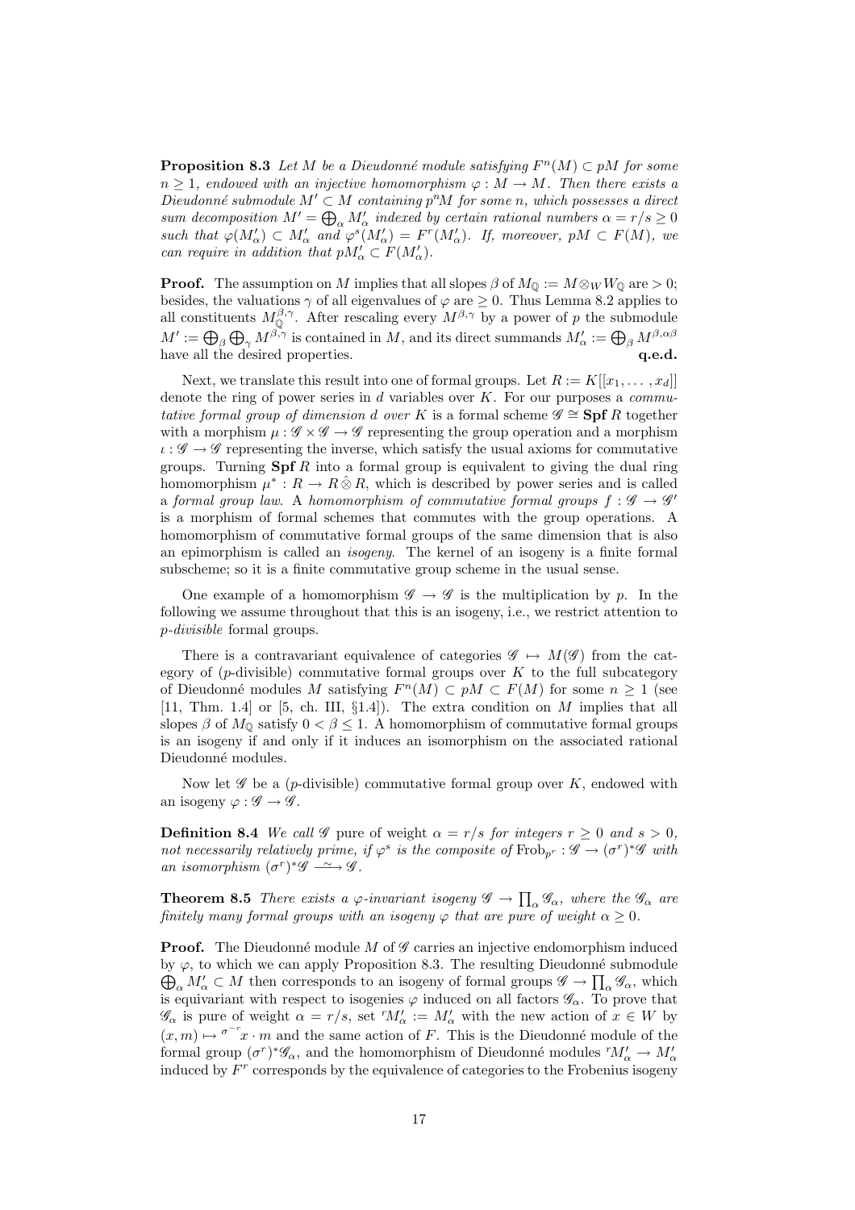**Proposition 8.3** *Let $M$ be a Dieudonné module satisfying $F^n(M) \subset pM$ for some $n \geq 1$, endowed with an injective homomorphism $\varphi : M \to M$. Then there exists a Dieudonné submodule $M' \subset M$ containing $p^n M$ for some $n$, which possesses a direct sum decomposition $M' = \bigoplus_\alpha M'_\alpha$ indexed by certain rational numbers $\alpha = r/s \geq 0$ such that $\varphi(M'_\alpha) \subset M'_\alpha$ and $\varphi^s(M'_\alpha) = F^r(M'_\alpha)$. If, moreover, $pM \subset F(M)$, we can require in addition that $pM'_\alpha \subset F(M'_\alpha)$.*

**Proof.** The assumption on $M$ implies that all slopes $\beta$ of $M_\mathbb{Q} := M \otimes_W W_\mathbb{Q}$ are $> 0$; besides, the valuations $\gamma$ of all eigenvalues of $\varphi$ are $\geq 0$. Thus Lemma 8.2 applies to all constituents $M_\mathbb{Q}^{\beta,\gamma}$. After rescaling every $M^{\beta,\gamma}$ by a power of $p$ the submodule $M' := \bigoplus_\beta \bigoplus_\gamma M^{\beta,\gamma}$ is contained in $M$, and its direct summands $M'_\alpha := \bigoplus_\beta M^{\beta,\alpha\beta}$ have all the desired properties. **q.e.d.**

Next, we translate this result into one of formal groups. Let $R := K[[x_1, \ldots, x_d]]$ denote the ring of power series in $d$ variables over $K$. For our purposes a *commutative formal group of dimension $d$ over $K$* is a formal scheme $\mathscr{G} \cong \mathbf{Spf}\, R$ together with a morphism $\mu : \mathscr{G} \times \mathscr{G} \to \mathscr{G}$ representing the group operation and a morphism $\iota : \mathscr{G} \to \mathscr{G}$ representing the inverse, which satisfy the usual axioms for commutative groups. Turning $\mathbf{Spf}\, R$ into a formal group is equivalent to giving the dual ring homomorphism $\mu^* : R \to R \,\hat{\otimes}\, R$, which is described by power series and is called a *formal group law*. A *homomorphism of commutative formal groups* $f : \mathscr{G} \to \mathscr{G}'$ is a morphism of formal schemes that commutes with the group operations. A homomorphism of commutative formal groups of the same dimension that is also an epimorphism is called an *isogeny*. The kernel of an isogeny is a finite formal subscheme; so it is a finite commutative group scheme in the usual sense.

One example of a homomorphism $\mathscr{G} \to \mathscr{G}$ is the multiplication by $p$. In the following we assume throughout that this is an isogeny, i.e., we restrict attention to *p-divisible* formal groups.

There is a contravariant equivalence of categories $\mathscr{G} \mapsto M(\mathscr{G})$ from the category of ($p$-divisible) commutative formal groups over $K$ to the full subcategory of Dieudonné modules $M$ satisfying $F^n(M) \subset pM \subset F(M)$ for some $n \geq 1$ (see [11, Thm. 1.4] or [5, ch. III, §1.4]). The extra condition on $M$ implies that all slopes $\beta$ of $M_\mathbb{Q}$ satisfy $0 < \beta \leq 1$. A homomorphism of commutative formal groups is an isogeny if and only if it induces an isomorphism on the associated rational Dieudonné modules.

Now let $\mathscr{G}$ be a ($p$-divisible) commutative formal group over $K$, endowed with an isogeny $\varphi : \mathscr{G} \to \mathscr{G}$.

**Definition 8.4** *We call $\mathscr{G}$* pure of weight $\alpha = r/s$ *for integers $r \geq 0$ and $s > 0$, not necessarily relatively prime, if $\varphi^s$ is the composite of $\mathrm{Frob}_{p^r} : \mathscr{G} \to (\sigma^r)^*\mathscr{G}$ with an isomorphism $(\sigma^r)^*\mathscr{G} \xrightarrow{\sim} \mathscr{G}$.*

**Theorem 8.5** *There exists a $\varphi$-invariant isogeny $\mathscr{G} \to \prod_\alpha \mathscr{G}_\alpha$, where the $\mathscr{G}_\alpha$ are finitely many formal groups with an isogeny $\varphi$ that are pure of weight $\alpha \geq 0$.*

**Proof.** The Dieudonné module $M$ of $\mathscr{G}$ carries an injective endomorphism induced by $\varphi$, to which we can apply Proposition 8.3. The resulting Dieudonné submodule $\bigoplus_\alpha M'_\alpha \subset M$ then corresponds to an isogeny of formal groups $\mathscr{G} \to \prod_\alpha \mathscr{G}_\alpha$, which is equivariant with respect to isogenies $\varphi$ induced on all factors $\mathscr{G}_\alpha$. To prove that $\mathscr{G}_\alpha$ is pure of weight $\alpha = r/s$, set ${}^r\!M'_\alpha := M'_\alpha$ with the new action of $x \in W$ by $(x, m) \mapsto {}^{\sigma^{-r}}\!x \cdot m$ and the same action of $F$. This is the Dieudonné module of the formal group $(\sigma^r)^*\mathscr{G}_\alpha$, and the homomorphism of Dieudonné modules ${}^r\!M'_\alpha \to M'_\alpha$ induced by $F^r$ corresponds by the equivalence of categories to the Frobenius isogeny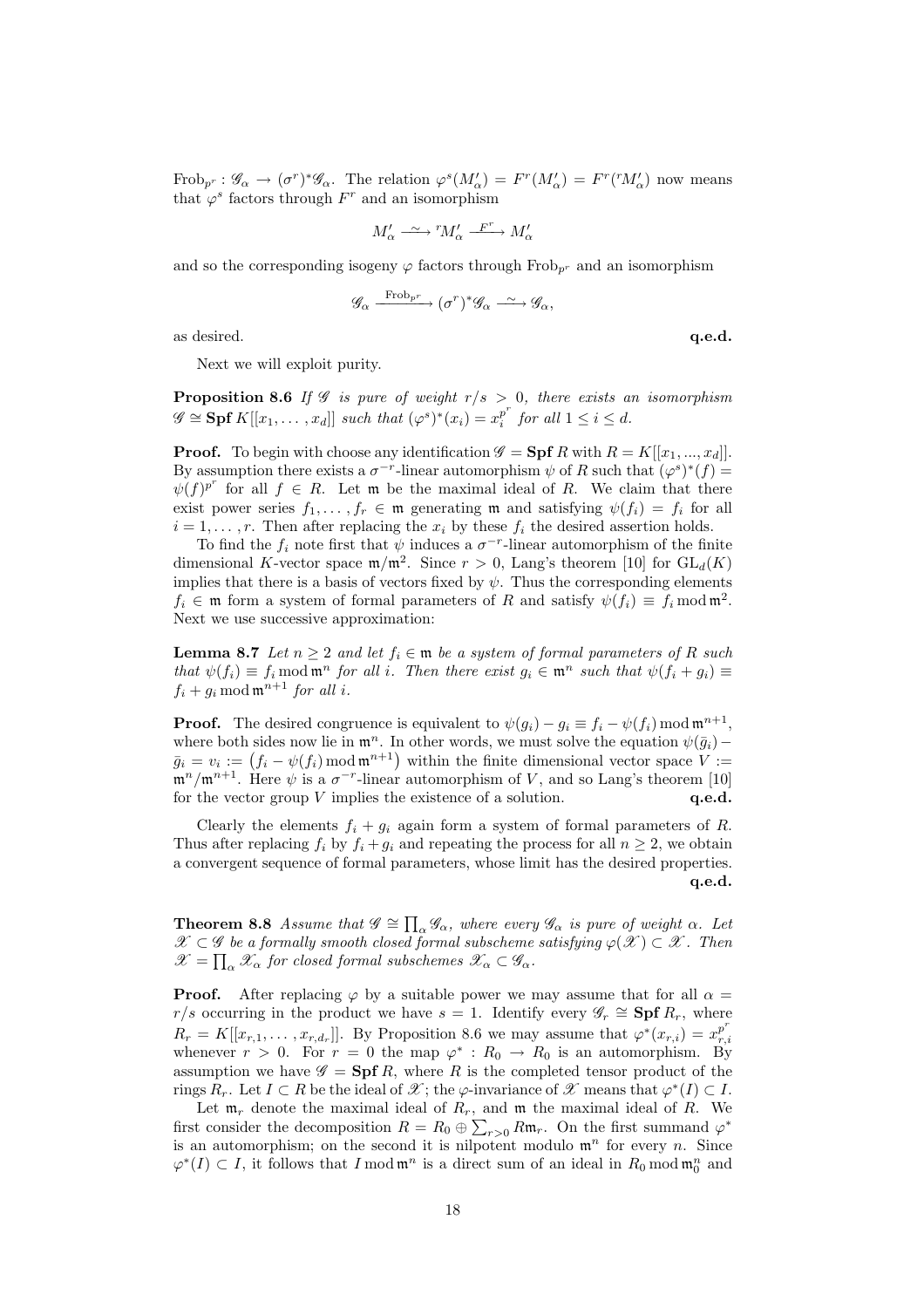$\mathrm{Frob}_{p^r} : \mathscr{G}_\alpha \to (\sigma^r)^*\mathscr{G}_\alpha$. The relation $\varphi^s(M'_\alpha) = F^r(M'_\alpha) = F^r({}^r M'_\alpha)$ now means that $\varphi^s$ factors through $F^r$ and an isomorphism

$$M'_\alpha \xrightarrow{\sim} {}^r M'_\alpha \xrightarrow{F^r} M'_\alpha$$

and so the corresponding isogeny $\varphi$ factors through $\mathrm{Frob}_{p^r}$ and an isomorphism

$$\mathscr{G}_\alpha \xrightarrow{\mathrm{Frob}_{p^r}} (\sigma^r)^*\mathscr{G}_\alpha \xrightarrow{\sim} \mathscr{G}_\alpha,$$

as desired. **q.e.d.**

Next we will exploit purity.

**Proposition 8.6** *If $\mathscr{G}$ is pure of weight $r/s > 0$, there exists an isomorphism $\mathscr{G} \cong \mathbf{Spf}\, K[[x_1, \ldots, x_d]]$ such that $(\varphi^s)^*(x_i) = x_i^{p^r}$ for all $1 \le i \le d$.*

**Proof.** To begin with choose any identification $\mathscr{G} = \mathbf{Spf}\, R$ with $R = K[[x_1, ..., x_d]]$. By assumption there exists a $\sigma^{-r}$-linear automorphism $\psi$ of $R$ such that $(\varphi^s)^*(f) = \psi(f)^{p^r}$ for all $f \in R$. Let $\mathfrak{m}$ be the maximal ideal of $R$. We claim that there exist power series $f_1, \ldots, f_r \in \mathfrak{m}$ generating $\mathfrak{m}$ and satisfying $\psi(f_i) = f_i$ for all $i = 1, \ldots, r$. Then after replacing the $x_i$ by these $f_i$ the desired assertion holds.

To find the $f_i$ note first that $\psi$ induces a $\sigma^{-r}$-linear automorphism of the finite dimensional $K$-vector space $\mathfrak{m}/\mathfrak{m}^2$. Since $r > 0$, Lang's theorem [10] for $\mathrm{GL}_d(K)$ implies that there is a basis of vectors fixed by $\psi$. Thus the corresponding elements $f_i \in \mathfrak{m}$ form a system of formal parameters of $R$ and satisfy $\psi(f_i) \equiv f_i \bmod \mathfrak{m}^2$. Next we use successive approximation:

**Lemma 8.7** *Let $n \ge 2$ and let $f_i \in \mathfrak{m}$ be a system of formal parameters of $R$ such that $\psi(f_i) \equiv f_i \bmod \mathfrak{m}^n$ for all $i$. Then there exist $g_i \in \mathfrak{m}^n$ such that $\psi(f_i + g_i) \equiv f_i + g_i \bmod \mathfrak{m}^{n+1}$ for all $i$.*

**Proof.** The desired congruence is equivalent to $\psi(g_i) - g_i \equiv f_i - \psi(f_i) \bmod \mathfrak{m}^{n+1}$, where both sides now lie in $\mathfrak{m}^n$. In other words, we must solve the equation $\psi(\bar{g}_i) - \bar{g}_i = v_i := \big(f_i - \psi(f_i) \bmod \mathfrak{m}^{n+1}\big)$ within the finite dimensional vector space $V := \mathfrak{m}^n/\mathfrak{m}^{n+1}$. Here $\psi$ is a $\sigma^{-r}$-linear automorphism of $V$, and so Lang's theorem [10] for the vector group $V$ implies the existence of a solution. **q.e.d.**

Clearly the elements $f_i + g_i$ again form a system of formal parameters of $R$. Thus after replacing $f_i$ by $f_i + g_i$ and repeating the process for all $n \ge 2$, we obtain a convergent sequence of formal parameters, whose limit has the desired properties. **q.e.d.**

**Theorem 8.8** *Assume that $\mathscr{G} \cong \prod_\alpha \mathscr{G}_\alpha$, where every $\mathscr{G}_\alpha$ is pure of weight $\alpha$. Let $\mathscr{X} \subset \mathscr{G}$ be a formally smooth closed formal subscheme satisfying $\varphi(\mathscr{X}) \subset \mathscr{X}$. Then $\mathscr{X} = \prod_\alpha \mathscr{X}_\alpha$ for closed formal subschemes $\mathscr{X}_\alpha \subset \mathscr{G}_\alpha$.*

**Proof.** After replacing $\varphi$ by a suitable power we may assume that for all $\alpha = r/s$ occurring in the product we have $s = 1$. Identify every $\mathscr{G}_r \cong \mathbf{Spf}\, R_r$, where $R_r = K[[x_{r,1}, \ldots, x_{r,d_r}]]$. By Proposition 8.6 we may assume that $\varphi^*(x_{r,i}) = x_{r,i}^{p^r}$ whenever $r > 0$. For $r = 0$ the map $\varphi^* : R_0 \to R_0$ is an automorphism. By assumption we have $\mathscr{G} = \mathbf{Spf}\, R$, where $R$ is the completed tensor product of the rings $R_r$. Let $I \subset R$ be the ideal of $\mathscr{X}$; the $\varphi$-invariance of $\mathscr{X}$ means that $\varphi^*(I) \subset I$.

Let $\mathfrak{m}_r$ denote the maximal ideal of $R_r$, and $\mathfrak{m}$ the maximal ideal of $R$. We first consider the decomposition $R = R_0 \oplus \sum_{r>0} R\mathfrak{m}_r$. On the first summand $\varphi^*$ is an automorphism; on the second it is nilpotent modulo $\mathfrak{m}^n$ for every $n$. Since $\varphi^*(I) \subset I$, it follows that $I \bmod \mathfrak{m}^n$ is a direct sum of an ideal in $R_0 \bmod \mathfrak{m}_0^n$ and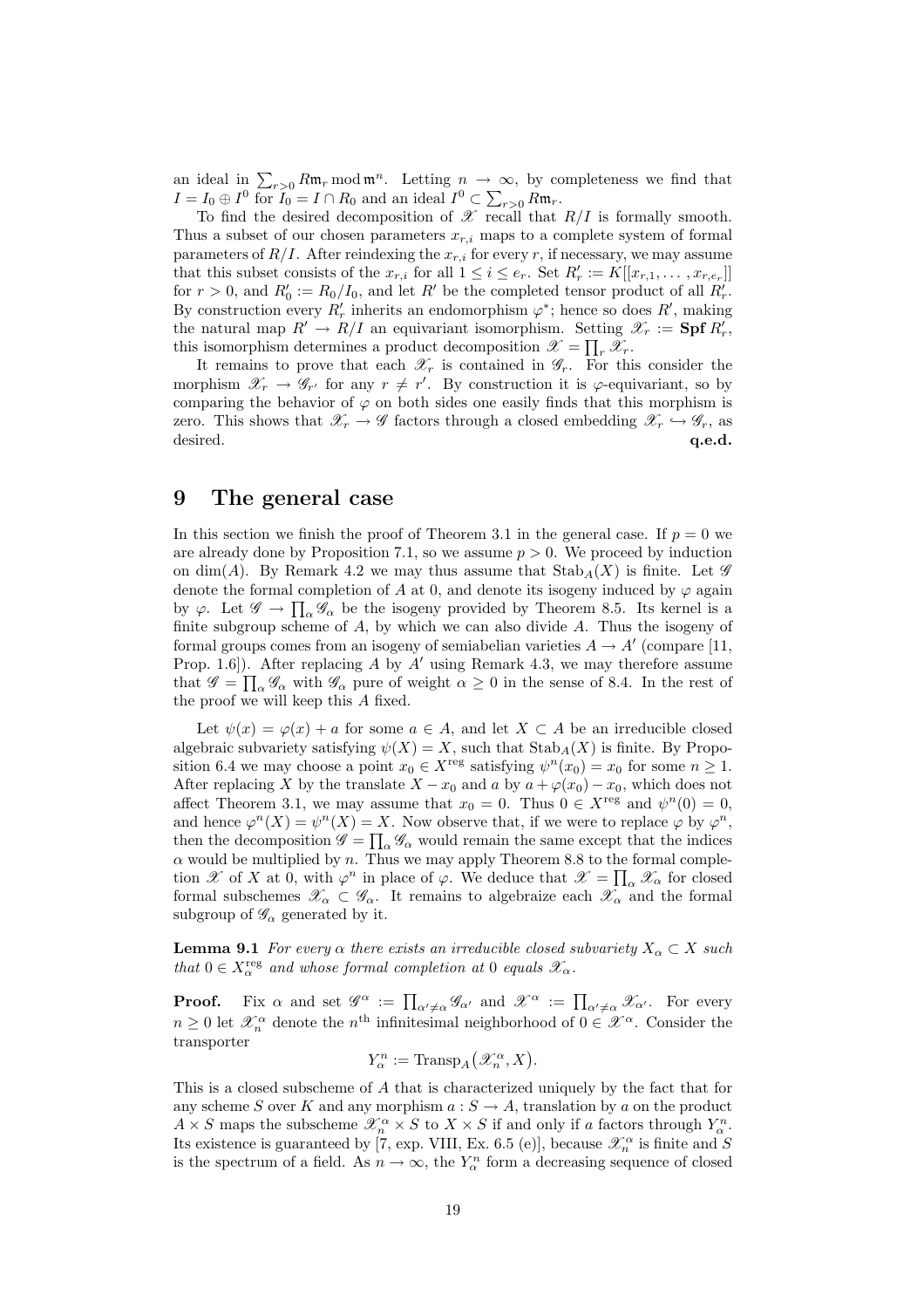an ideal in $\sum_{r>0} R\mathfrak{m}_r \bmod \mathfrak{m}^n$. Letting $n \to \infty$, by completeness we find that $I = I_0 \oplus I^0$ for $I_0 = I \cap R_0$ and an ideal $I^0 \subset \sum_{r>0} R\mathfrak{m}_r$.

To find the desired decomposition of $\mathscr{X}$ recall that $R/I$ is formally smooth. Thus a subset of our chosen parameters $x_{r,i}$ maps to a complete system of formal parameters of $R/I$. After reindexing the $x_{r,i}$ for every $r$, if necessary, we may assume that this subset consists of the $x_{r,i}$ for all $1 \leq i \leq e_r$. Set $R'_r := K[[x_{r,1}, \ldots, x_{r,e_r}]]$ for $r > 0$, and $R'_0 := R_0/I_0$, and let $R'$ be the completed tensor product of all $R'_r$. By construction every $R'_r$ inherits an endomorphism $\varphi^*$; hence so does $R'$, making the natural map $R' \to R/I$ an equivariant isomorphism. Setting $\mathscr{X}_r := \mathbf{Spf}\, R'_r$, this isomorphism determines a product decomposition $\mathscr{X} = \prod_r \mathscr{X}_r$.

It remains to prove that each $\mathscr{X}_r$ is contained in $\mathscr{G}_r$. For this consider the morphism $\mathscr{X}_r \to \mathscr{G}_{r'}$ for any $r \neq r'$. By construction it is $\varphi$-equivariant, so by comparing the behavior of $\varphi$ on both sides one easily finds that this morphism is zero. This shows that $\mathscr{X}_r \to \mathscr{G}$ factors through a closed embedding $\mathscr{X}_r \hookrightarrow \mathscr{G}_r$, as desired. **q.e.d.**

# 9 The general case

In this section we finish the proof of Theorem 3.1 in the general case. If $p = 0$ we are already done by Proposition 7.1, so we assume $p > 0$. We proceed by induction on $\dim(A)$. By Remark 4.2 we may thus assume that $\mathrm{Stab}_A(X)$ is finite. Let $\mathscr{G}$ denote the formal completion of $A$ at 0, and denote its isogeny induced by $\varphi$ again by $\varphi$. Let $\mathscr{G} \to \prod_\alpha \mathscr{G}_\alpha$ be the isogeny provided by Theorem 8.5. Its kernel is a finite subgroup scheme of $A$, by which we can also divide $A$. Thus the isogeny of formal groups comes from an isogeny of semiabelian varieties $A \to A'$ (compare [11, Prop. 1.6]). After replacing $A$ by $A'$ using Remark 4.3, we may therefore assume that $\mathscr{G} = \prod_\alpha \mathscr{G}_\alpha$ with $\mathscr{G}_\alpha$ pure of weight $\alpha \geq 0$ in the sense of 8.4. In the rest of the proof we will keep this $A$ fixed.

Let $\psi(x) = \varphi(x) + a$ for some $a \in A$, and let $X \subset A$ be an irreducible closed algebraic subvariety satisfying $\psi(X) = X$, such that $\mathrm{Stab}_A(X)$ is finite. By Proposition 6.4 we may choose a point $x_0 \in X^{\mathrm{reg}}$ satisfying $\psi^n(x_0) = x_0$ for some $n \geq 1$. After replacing $X$ by the translate $X - x_0$ and $a$ by $a + \varphi(x_0) - x_0$, which does not affect Theorem 3.1, we may assume that $x_0 = 0$. Thus $0 \in X^{\mathrm{reg}}$ and $\psi^n(0) = 0$, and hence $\varphi^n(X) = \psi^n(X) = X$. Now observe that, if we were to replace $\varphi$ by $\varphi^n$, then the decomposition $\mathscr{G} = \prod_\alpha \mathscr{G}_\alpha$ would remain the same except that the indices $\alpha$ would be multiplied by $n$. Thus we may apply Theorem 8.8 to the formal completion $\mathscr{X}$ of $X$ at 0, with $\varphi^n$ in place of $\varphi$. We deduce that $\mathscr{X} = \prod_\alpha \mathscr{X}_\alpha$ for closed formal subschemes $\mathscr{X}_\alpha \subset \mathscr{G}_\alpha$. It remains to algebraize each $\mathscr{X}_\alpha$ and the formal subgroup of $\mathscr{G}_\alpha$ generated by it.

**Lemma 9.1** *For every $\alpha$ there exists an irreducible closed subvariety $X_\alpha \subset X$ such that $0 \in X_\alpha^{\mathrm{reg}}$ and whose formal completion at 0 equals $\mathscr{X}_\alpha$.*

**Proof.** Fix $\alpha$ and set $\mathscr{G}^\alpha := \prod_{\alpha' \neq \alpha} \mathscr{G}_{\alpha'}$ and $\mathscr{X}^\alpha := \prod_{\alpha' \neq \alpha} \mathscr{X}_{\alpha'}$. For every $n \geq 0$ let $\mathscr{X}_n^\alpha$ denote the $n^{\text{th}}$ infinitesimal neighborhood of $0 \in \mathscr{X}^\alpha$. Consider the transporter

$$Y_\alpha^n := \mathrm{Transp}_A\big(\mathscr{X}_n^\alpha, X\big).$$

This is a closed subscheme of $A$ that is characterized uniquely by the fact that for any scheme $S$ over $K$ and any morphism $a : S \to A$, translation by $a$ on the product $A \times S$ maps the subscheme $\mathscr{X}_n^\alpha \times S$ to $X \times S$ if and only if $a$ factors through $Y_\alpha^n$. Its existence is guaranteed by [7, exp. VIII, Ex. 6.5 (e)], because $\mathscr{X}_n^\alpha$ is finite and $S$ is the spectrum of a field. As $n \to \infty$, the $Y_\alpha^n$ form a decreasing sequence of closed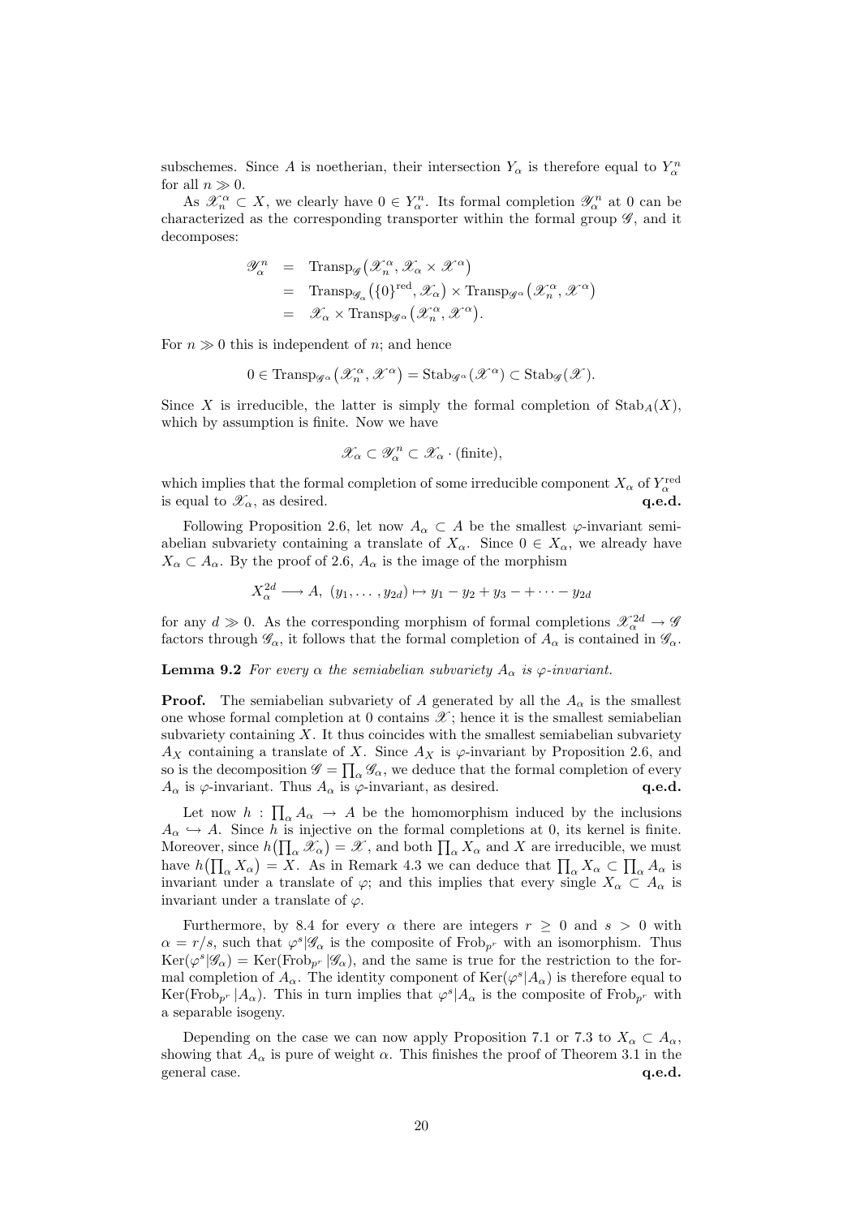subschemes. Since $A$ is noetherian, their intersection $Y_\alpha$ is therefore equal to $Y_\alpha^n$ for all $n \gg 0$.

As $\mathscr{X}_n^\alpha \subset X$, we clearly have $0 \in Y_\alpha^n$. Its formal completion $\mathscr{Y}_\alpha^n$ at 0 can be characterized as the corresponding transporter within the formal group $\mathscr{G}$, and it decomposes:

$$
\begin{aligned}
\mathscr{Y}_\alpha^n &= \operatorname{Transp}_{\mathscr{G}}\big(\mathscr{X}_n^\alpha, \mathscr{X}_\alpha \times \mathscr{X}^\alpha\big) \\
&= \operatorname{Transp}_{\mathscr{G}_\alpha}\big(\{0\}^{\mathrm{red}}, \mathscr{X}_\alpha\big) \times \operatorname{Transp}_{\mathscr{G}^\alpha}\big(\mathscr{X}_n^\alpha, \mathscr{X}^\alpha\big) \\
&= \mathscr{X}_\alpha \times \operatorname{Transp}_{\mathscr{G}^\alpha}\big(\mathscr{X}_n^\alpha, \mathscr{X}^\alpha\big).
\end{aligned}
$$

For $n \gg 0$ this is independent of $n$; and hence

$$
0 \in \operatorname{Transp}_{\mathscr{G}^\alpha}\big(\mathscr{X}_n^\alpha, \mathscr{X}^\alpha\big) = \operatorname{Stab}_{\mathscr{G}^\alpha}(\mathscr{X}^\alpha) \subset \operatorname{Stab}_{\mathscr{G}}(\mathscr{X}).
$$

Since $X$ is irreducible, the latter is simply the formal completion of $\operatorname{Stab}_A(X)$, which by assumption is finite. Now we have

$$
\mathscr{X}_\alpha \subset \mathscr{Y}_\alpha^n \subset \mathscr{X}_\alpha \cdot (\text{finite}),
$$

which implies that the formal completion of some irreducible component $X_\alpha$ of $Y_\alpha^{\mathrm{red}}$ is equal to $\mathscr{X}_\alpha$, as desired. **q.e.d.**

Following Proposition 2.6, let now $A_\alpha \subset A$ be the smallest $\varphi$-invariant semiabelian subvariety containing a translate of $X_\alpha$. Since $0 \in X_\alpha$, we already have $X_\alpha \subset A_\alpha$. By the proof of 2.6, $A_\alpha$ is the image of the morphism

$$
X_\alpha^{2d} \longrightarrow A,\ (y_1, \ldots, y_{2d}) \mapsto y_1 - y_2 + y_3 - + \cdots - y_{2d}
$$

for any $d \gg 0$. As the corresponding morphism of formal completions $\mathscr{X}_\alpha^{2d} \to \mathscr{G}$ factors through $\mathscr{G}_\alpha$, it follows that the formal completion of $A_\alpha$ is contained in $\mathscr{G}_\alpha$.

**Lemma 9.2** *For every $\alpha$ the semiabelian subvariety $A_\alpha$ is $\varphi$-invariant.*

**Proof.** The semiabelian subvariety of $A$ generated by all the $A_\alpha$ is the smallest one whose formal completion at 0 contains $\mathscr{X}$; hence it is the smallest semiabelian subvariety containing $X$. It thus coincides with the smallest semiabelian subvariety $A_X$ containing a translate of $X$. Since $A_X$ is $\varphi$-invariant by Proposition 2.6, and so is the decomposition $\mathscr{G} = \prod_\alpha \mathscr{G}_\alpha$, we deduce that the formal completion of every $A_\alpha$ is $\varphi$-invariant. Thus $A_\alpha$ is $\varphi$-invariant, as desired. **q.e.d.**

Let now $h : \prod_\alpha A_\alpha \to A$ be the homomorphism induced by the inclusions $A_\alpha \hookrightarrow A$. Since $h$ is injective on the formal completions at 0, its kernel is finite. Moreover, since $h\big(\prod_\alpha \mathscr{X}_\alpha\big) = \mathscr{X}$, and both $\prod_\alpha X_\alpha$ and $X$ are irreducible, we must have $h\big(\prod_\alpha X_\alpha\big) = X$. As in Remark 4.3 we can deduce that $\prod_\alpha X_\alpha \subset \prod_\alpha A_\alpha$ is invariant under a translate of $\varphi$; and this implies that every single $X_\alpha \subset A_\alpha$ is invariant under a translate of $\varphi$.

Furthermore, by 8.4 for every $\alpha$ there are integers $r \geq 0$ and $s > 0$ with $\alpha = r/s$, such that $\varphi^s|\mathscr{G}_\alpha$ is the composite of $\mathrm{Frob}_{p^r}$ with an isomorphism. Thus $\operatorname{Ker}(\varphi^s|\mathscr{G}_\alpha) = \operatorname{Ker}(\mathrm{Frob}_{p^r}|\mathscr{G}_\alpha)$, and the same is true for the restriction to the formal completion of $A_\alpha$. The identity component of $\operatorname{Ker}(\varphi^s|A_\alpha)$ is therefore equal to $\operatorname{Ker}(\mathrm{Frob}_{p^r}|A_\alpha)$. This in turn implies that $\varphi^s|A_\alpha$ is the composite of $\mathrm{Frob}_{p^r}$ with a separable isogeny.

Depending on the case we can now apply Proposition 7.1 or 7.3 to $X_\alpha \subset A_\alpha$, showing that $A_\alpha$ is pure of weight $\alpha$. This finishes the proof of Theorem 3.1 in the general case. **q.e.d.**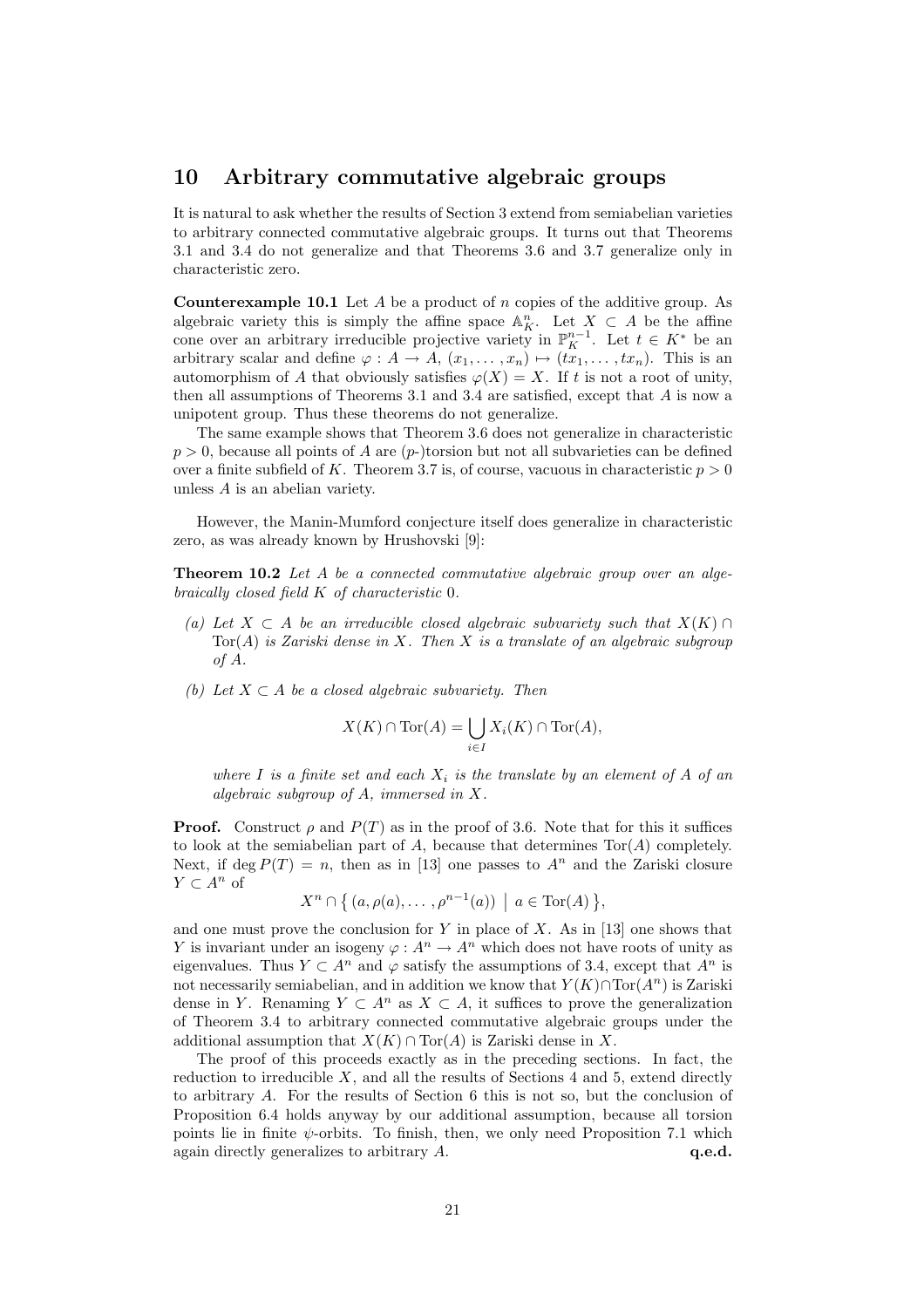## 10 Arbitrary commutative algebraic groups

It is natural to ask whether the results of Section 3 extend from semiabelian varieties to arbitrary connected commutative algebraic groups. It turns out that Theorems 3.1 and 3.4 do not generalize and that Theorems 3.6 and 3.7 generalize only in characteristic zero.

**Counterexample 10.1** Let $A$ be a product of $n$ copies of the additive group. As algebraic variety this is simply the affine space $\mathbb{A}^n_K$. Let $X \subset A$ be the affine cone over an arbitrary irreducible projective variety in $\mathbb{P}^{n-1}_K$. Let $t \in K^*$ be an arbitrary scalar and define $\varphi : A \to A$, $(x_1, \ldots, x_n) \mapsto (tx_1, \ldots, tx_n)$. This is an automorphism of $A$ that obviously satisfies $\varphi(X) = X$. If $t$ is not a root of unity, then all assumptions of Theorems 3.1 and 3.4 are satisfied, except that $A$ is now a unipotent group. Thus these theorems do not generalize.

The same example shows that Theorem 3.6 does not generalize in characteristic $p > 0$, because all points of $A$ are ($p$-)torsion but not all subvarieties can be defined over a finite subfield of $K$. Theorem 3.7 is, of course, vacuous in characteristic $p > 0$ unless $A$ is an abelian variety.

However, the Manin-Mumford conjecture itself does generalize in characteristic zero, as was already known by Hrushovski [9]:

**Theorem 10.2** *Let $A$ be a connected commutative algebraic group over an algebraically closed field $K$ of characteristic $0$.*

*(a) Let $X \subset A$ be an irreducible closed algebraic subvariety such that $X(K) \cap \mathrm{Tor}(A)$ is Zariski dense in $X$. Then $X$ is a translate of an algebraic subgroup of $A$.*

*(b) Let $X \subset A$ be a closed algebraic subvariety. Then*

$$X(K) \cap \mathrm{Tor}(A) = \bigcup_{i \in I} X_i(K) \cap \mathrm{Tor}(A),$$

*where $I$ is a finite set and each $X_i$ is the translate by an element of $A$ of an algebraic subgroup of $A$, immersed in $X$.*

**Proof.** Construct $\rho$ and $P(T)$ as in the proof of 3.6. Note that for this it suffices to look at the semiabelian part of $A$, because that determines $\mathrm{Tor}(A)$ completely. Next, if $\deg P(T) = n$, then as in [13] one passes to $A^n$ and the Zariski closure $Y \subset A^n$ of

$$X^n \cap \{\, (a, \rho(a), \ldots, \rho^{n-1}(a)) \;\big|\; a \in \mathrm{Tor}(A) \,\},$$

and one must prove the conclusion for $Y$ in place of $X$. As in [13] one shows that $Y$ is invariant under an isogeny $\varphi : A^n \to A^n$ which does not have roots of unity as eigenvalues. Thus $Y \subset A^n$ and $\varphi$ satisfy the assumptions of 3.4, except that $A^n$ is not necessarily semiabelian, and in addition we know that $Y(K) \cap \mathrm{Tor}(A^n)$ is Zariski dense in $Y$. Renaming $Y \subset A^n$ as $X \subset A$, it suffices to prove the generalization of Theorem 3.4 to arbitrary connected commutative algebraic groups under the additional assumption that $X(K) \cap \mathrm{Tor}(A)$ is Zariski dense in $X$.

The proof of this proceeds exactly as in the preceding sections. In fact, the reduction to irreducible $X$, and all the results of Sections 4 and 5, extend directly to arbitrary $A$. For the results of Section 6 this is not so, but the conclusion of Proposition 6.4 holds anyway by our additional assumption, because all torsion points lie in finite $\psi$-orbits. To finish, then, we only need Proposition 7.1 which again directly generalizes to arbitrary $A$. **q.e.d.**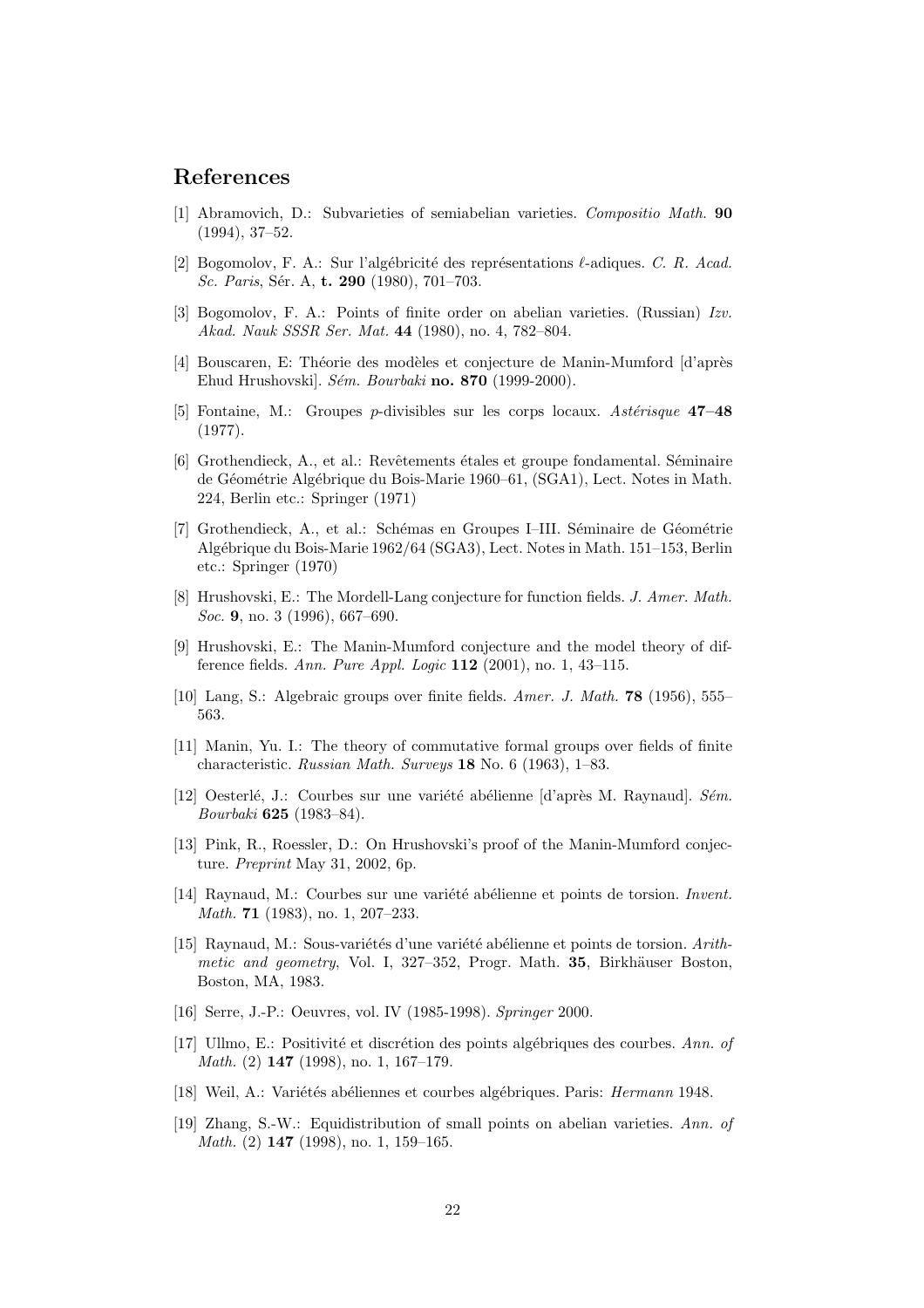## References

[1] Abramovich, D.: Subvarieties of semiabelian varieties. *Compositio Math.* **90** (1994), 37–52.

[2] Bogomolov, F. A.: Sur l'algébricité des représentations $\ell$-adiques. *C. R. Acad. Sc. Paris*, Sér. A, **t. 290** (1980), 701–703.

[3] Bogomolov, F. A.: Points of finite order on abelian varieties. (Russian) *Izv. Akad. Nauk SSSR Ser. Mat.* **44** (1980), no. 4, 782–804.

[4] Bouscaren, E: Théorie des modèles et conjecture de Manin-Mumford [d'après Ehud Hrushovski]. *Sém. Bourbaki* **no. 870** (1999-2000).

[5] Fontaine, M.: Groupes $p$-divisibles sur les corps locaux. *Astérisque* **47–48** (1977).

[6] Grothendieck, A., et al.: Revêtements étales et groupe fondamental. Séminaire de Géométrie Algébrique du Bois-Marie 1960–61, (SGA1), Lect. Notes in Math. 224, Berlin etc.: Springer (1971)

[7] Grothendieck, A., et al.: Schémas en Groupes I–III. Séminaire de Géométrie Algébrique du Bois-Marie 1962/64 (SGA3), Lect. Notes in Math. 151–153, Berlin etc.: Springer (1970)

[8] Hrushovski, E.: The Mordell-Lang conjecture for function fields. *J. Amer. Math. Soc.* **9**, no. 3 (1996), 667–690.

[9] Hrushovski, E.: The Manin-Mumford conjecture and the model theory of difference fields. *Ann. Pure Appl. Logic* **112** (2001), no. 1, 43–115.

[10] Lang, S.: Algebraic groups over finite fields. *Amer. J. Math.* **78** (1956), 555–563.

[11] Manin, Yu. I.: The theory of commutative formal groups over fields of finite characteristic. *Russian Math. Surveys* **18** No. 6 (1963), 1–83.

[12] Oesterlé, J.: Courbes sur une variété abélienne [d'après M. Raynaud]. *Sém. Bourbaki* **625** (1983–84).

[13] Pink, R., Roessler, D.: On Hrushovski's proof of the Manin-Mumford conjecture. *Preprint* May 31, 2002, 6p.

[14] Raynaud, M.: Courbes sur une variété abélienne et points de torsion. *Invent. Math.* **71** (1983), no. 1, 207–233.

[15] Raynaud, M.: Sous-variétés d'une variété abélienne et points de torsion. *Arithmetic and geometry*, Vol. I, 327–352, Progr. Math. **35**, Birkhäuser Boston, Boston, MA, 1983.

[16] Serre, J.-P.: Oeuvres, vol. IV (1985-1998). *Springer* 2000.

[17] Ullmo, E.: Positivité et discrétion des points algébriques des courbes. *Ann. of Math.* (2) **147** (1998), no. 1, 167–179.

[18] Weil, A.: Variétés abéliennes et courbes algébriques. Paris: *Hermann* 1948.

[19] Zhang, S.-W.: Equidistribution of small points on abelian varieties. *Ann. of Math.* (2) **147** (1998), no. 1, 159–165.